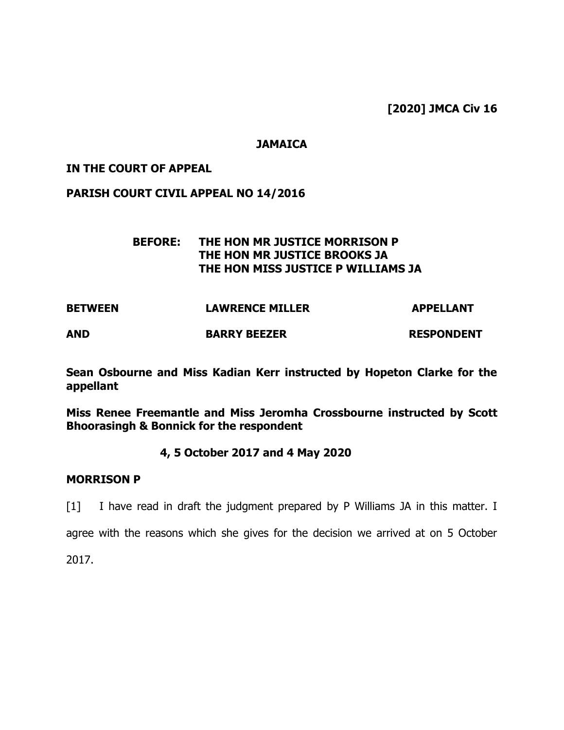**[2020] JMCA Civ 16**

**JAMAICA**

**IN THE COURT OF APPEAL**

**PARISH COURT CIVIL APPEAL NO 14/2016**

**BEFORE: THE HON MR JUSTICE MORRISON P**
**THE HON MR JUSTICE BROOKS JA**
**THE HON MISS JUSTICE P WILLIAMS JA**

| | | |
|---|---|---|
| **BETWEEN** | **LAWRENCE MILLER** | **APPELLANT** |
| **AND** | **BARRY BEEZER** | **RESPONDENT** |

**Sean Osbourne and Miss Kadian Kerr instructed by Hopeton Clarke for the appellant**

**Miss Renee Freemantle and Miss Jeromha Crossbourne instructed by Scott Bhoorasingh & Bonnick for the respondent**

**4, 5 October 2017 and 4 May 2020**

**MORRISON P**

[1] I have read in draft the judgment prepared by P Williams JA in this matter. I agree with the reasons which she gives for the decision we arrived at on 5 October 2017.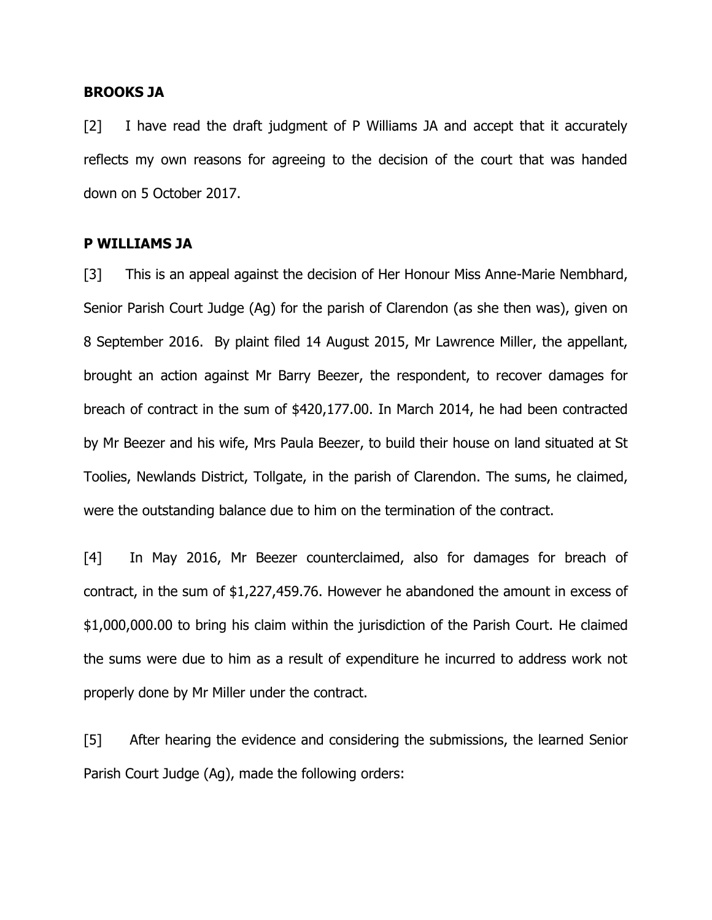**BROOKS JA**

[2] I have read the draft judgment of P Williams JA and accept that it accurately reflects my own reasons for agreeing to the decision of the court that was handed down on 5 October 2017.

**P WILLIAMS JA**

[3] This is an appeal against the decision of Her Honour Miss Anne-Marie Nembhard, Senior Parish Court Judge (Ag) for the parish of Clarendon (as she then was), given on 8 September 2016. By plaint filed 14 August 2015, Mr Lawrence Miller, the appellant, brought an action against Mr Barry Beezer, the respondent, to recover damages for breach of contract in the sum of $420,177.00. In March 2014, he had been contracted by Mr Beezer and his wife, Mrs Paula Beezer, to build their house on land situated at St Toolies, Newlands District, Tollgate, in the parish of Clarendon. The sums, he claimed, were the outstanding balance due to him on the termination of the contract.

[4] In May 2016, Mr Beezer counterclaimed, also for damages for breach of contract, in the sum of $1,227,459.76. However he abandoned the amount in excess of $1,000,000.00 to bring his claim within the jurisdiction of the Parish Court. He claimed the sums were due to him as a result of expenditure he incurred to address work not properly done by Mr Miller under the contract.

[5] After hearing the evidence and considering the submissions, the learned Senior Parish Court Judge (Ag), made the following orders: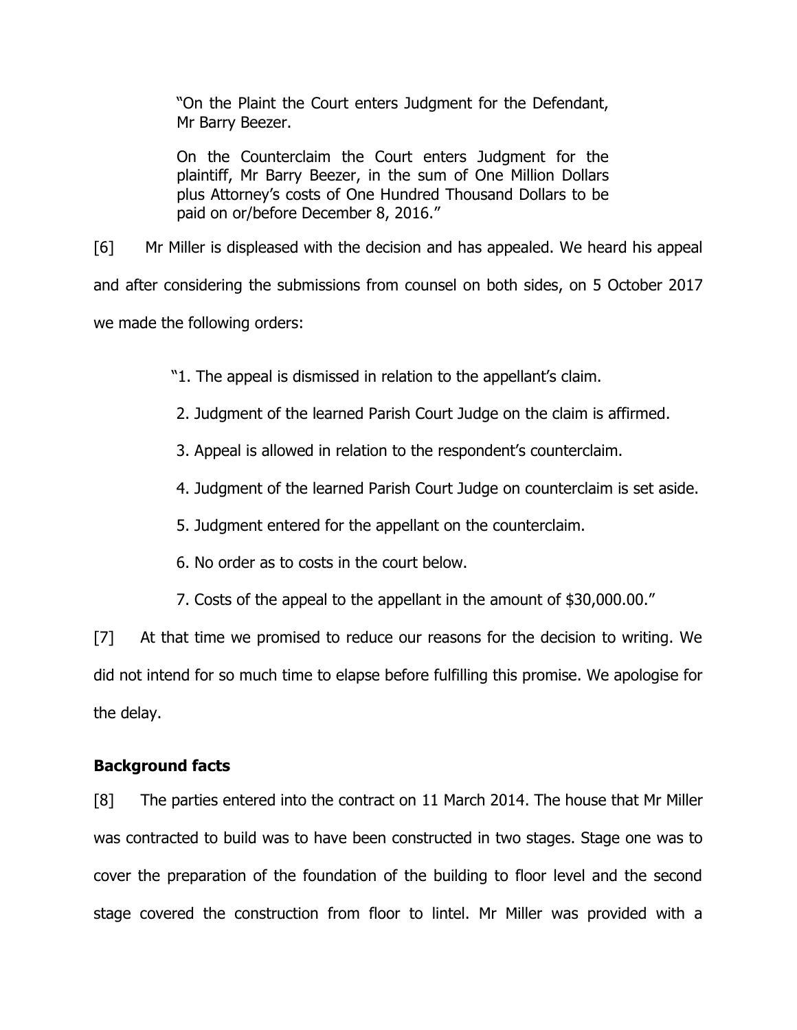> "On the Plaint the Court enters Judgment for the Defendant, Mr Barry Beezer.
>
> On the Counterclaim the Court enters Judgment for the plaintiff, Mr Barry Beezer, in the sum of One Million Dollars plus Attorney's costs of One Hundred Thousand Dollars to be paid on or/before December 8, 2016."

[6] Mr Miller is displeased with the decision and has appealed. We heard his appeal and after considering the submissions from counsel on both sides, on 5 October 2017 we made the following orders:

> "1. The appeal is dismissed in relation to the appellant's claim.
>
> 2. Judgment of the learned Parish Court Judge on the claim is affirmed.
>
> 3. Appeal is allowed in relation to the respondent's counterclaim.
>
> 4. Judgment of the learned Parish Court Judge on counterclaim is set aside.
>
> 5. Judgment entered for the appellant on the counterclaim.
>
> 6. No order as to costs in the court below.
>
> 7. Costs of the appeal to the appellant in the amount of $30,000.00."

[7] At that time we promised to reduce our reasons for the decision to writing. We did not intend for so much time to elapse before fulfilling this promise. We apologise for the delay.

**Background facts**

[8] The parties entered into the contract on 11 March 2014. The house that Mr Miller was contracted to build was to have been constructed in two stages. Stage one was to cover the preparation of the foundation of the building to floor level and the second stage covered the construction from floor to lintel. Mr Miller was provided with a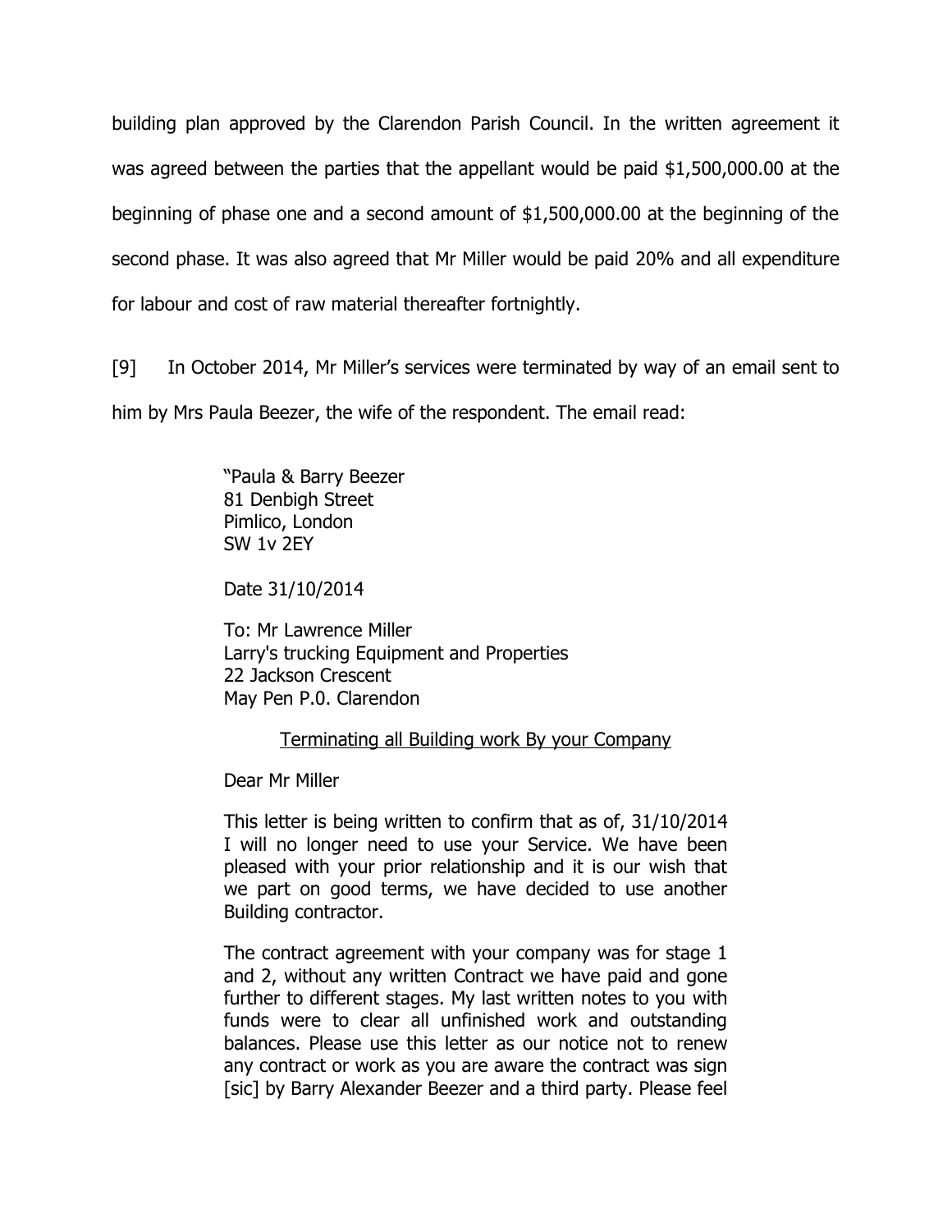building plan approved by the Clarendon Parish Council. In the written agreement it was agreed between the parties that the appellant would be paid $1,500,000.00 at the beginning of phase one and a second amount of $1,500,000.00 at the beginning of the second phase. It was also agreed that Mr Miller would be paid 20% and all expenditure for labour and cost of raw material thereafter fortnightly.

[9] In October 2014, Mr Miller's services were terminated by way of an email sent to him by Mrs Paula Beezer, the wife of the respondent. The email read:

> "Paula & Barry Beezer
> 81 Denbigh Street
> Pimlico, London
> SW 1v 2EY
>
> Date 31/10/2014
>
> To: Mr Lawrence Miller
> Larry's trucking Equipment and Properties
> 22 Jackson Crescent
> May Pen P.0. Clarendon
>
> <u>Terminating all Building work By your Company</u>
>
> Dear Mr Miller
>
> This letter is being written to confirm that as of, 31/10/2014 I will no longer need to use your Service. We have been pleased with your prior relationship and it is our wish that we part on good terms, we have decided to use another Building contractor.
>
> The contract agreement with your company was for stage 1 and 2, without any written Contract we have paid and gone further to different stages. My last written notes to you with funds were to clear all unfinished work and outstanding balances. Please use this letter as our notice not to renew any contract or work as you are aware the contract was sign [sic] by Barry Alexander Beezer and a third party. Please feel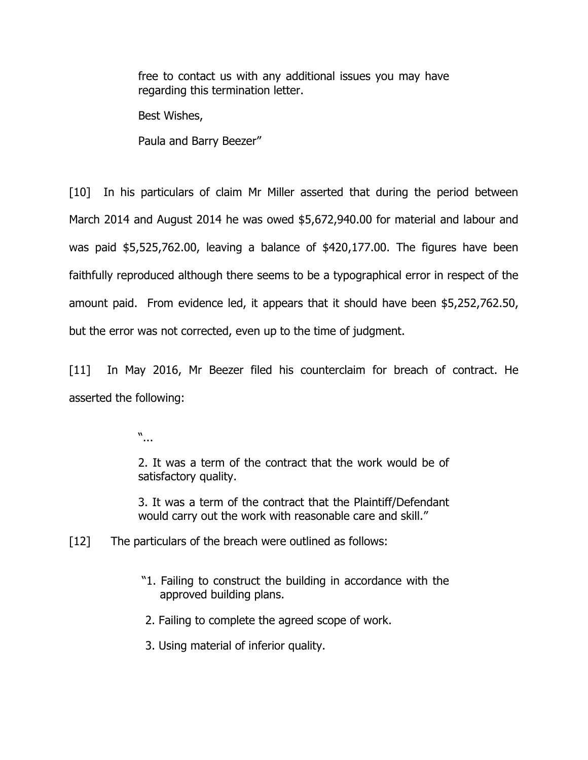> free to contact us with any additional issues you may have regarding this termination letter.
>
> Best Wishes,
>
> Paula and Barry Beezer"

[10] In his particulars of claim Mr Miller asserted that during the period between March 2014 and August 2014 he was owed $5,672,940.00 for material and labour and was paid $5,525,762.00, leaving a balance of $420,177.00. The figures have been faithfully reproduced although there seems to be a typographical error in respect of the amount paid. From evidence led, it appears that it should have been $5,252,762.50, but the error was not corrected, even up to the time of judgment.

[11] In May 2016, Mr Beezer filed his counterclaim for breach of contract. He asserted the following:

> "...
>
> 2. It was a term of the contract that the work would be of satisfactory quality.
>
> 3. It was a term of the contract that the Plaintiff/Defendant would carry out the work with reasonable care and skill."

[12] The particulars of the breach were outlined as follows:

> "1. Failing to construct the building in accordance with the approved building plans.
>
> 2. Failing to complete the agreed scope of work.
>
> 3. Using material of inferior quality.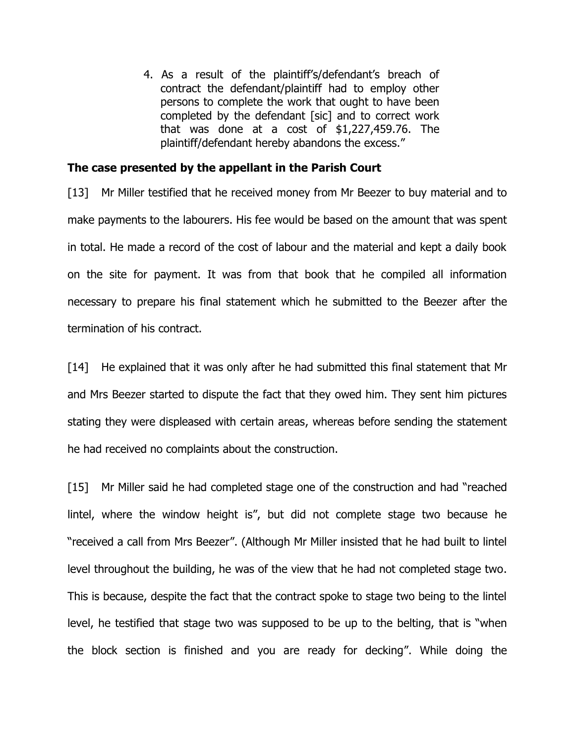4. As a result of the plaintiff's/defendant's breach of contract the defendant/plaintiff had to employ other persons to complete the work that ought to have been completed by the defendant [sic] and to correct work that was done at a cost of $1,227,459.76. The plaintiff/defendant hereby abandons the excess."

## The case presented by the appellant in the Parish Court

[13] Mr Miller testified that he received money from Mr Beezer to buy material and to make payments to the labourers. His fee would be based on the amount that was spent in total. He made a record of the cost of labour and the material and kept a daily book on the site for payment. It was from that book that he compiled all information necessary to prepare his final statement which he submitted to the Beezer after the termination of his contract.

[14] He explained that it was only after he had submitted this final statement that Mr and Mrs Beezer started to dispute the fact that they owed him. They sent him pictures stating they were displeased with certain areas, whereas before sending the statement he had received no complaints about the construction.

[15] Mr Miller said he had completed stage one of the construction and had "reached lintel, where the window height is", but did not complete stage two because he "received a call from Mrs Beezer". (Although Mr Miller insisted that he had built to lintel level throughout the building, he was of the view that he had not completed stage two. This is because, despite the fact that the contract spoke to stage two being to the lintel level, he testified that stage two was supposed to be up to the belting, that is "when the block section is finished and you are ready for decking". While doing the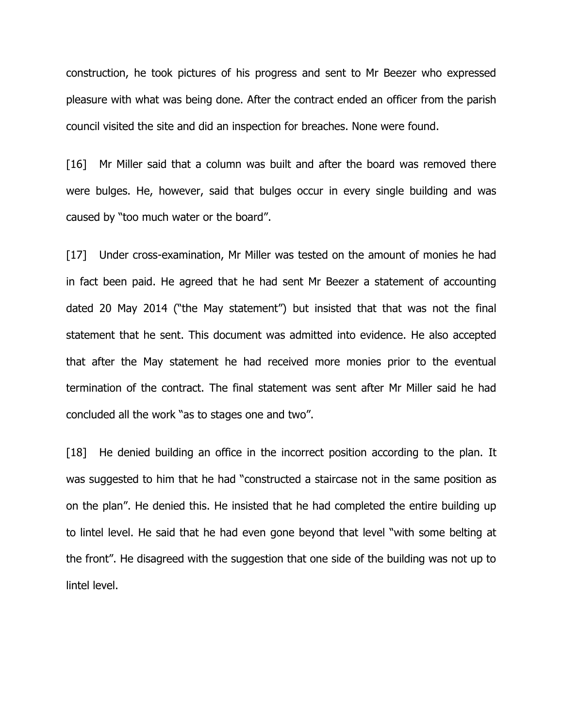construction, he took pictures of his progress and sent to Mr Beezer who expressed pleasure with what was being done. After the contract ended an officer from the parish council visited the site and did an inspection for breaches. None were found.

[16] Mr Miller said that a column was built and after the board was removed there were bulges. He, however, said that bulges occur in every single building and was caused by "too much water or the board".

[17] Under cross-examination, Mr Miller was tested on the amount of monies he had in fact been paid. He agreed that he had sent Mr Beezer a statement of accounting dated 20 May 2014 ("the May statement") but insisted that that was not the final statement that he sent. This document was admitted into evidence. He also accepted that after the May statement he had received more monies prior to the eventual termination of the contract. The final statement was sent after Mr Miller said he had concluded all the work "as to stages one and two".

[18] He denied building an office in the incorrect position according to the plan. It was suggested to him that he had "constructed a staircase not in the same position as on the plan". He denied this. He insisted that he had completed the entire building up to lintel level. He said that he had even gone beyond that level "with some belting at the front". He disagreed with the suggestion that one side of the building was not up to lintel level.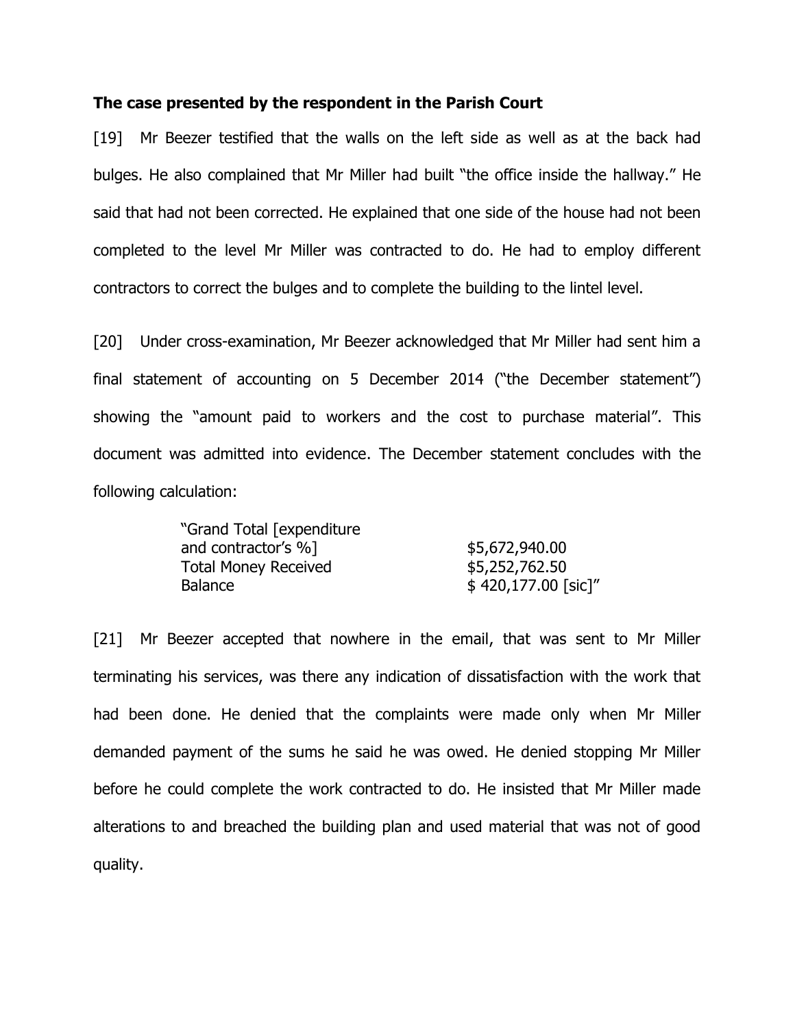**The case presented by the respondent in the Parish Court**

[19] Mr Beezer testified that the walls on the left side as well as at the back had bulges. He also complained that Mr Miller had built "the office inside the hallway." He said that had not been corrected. He explained that one side of the house had not been completed to the level Mr Miller was contracted to do. He had to employ different contractors to correct the bulges and to complete the building to the lintel level.

[20] Under cross-examination, Mr Beezer acknowledged that Mr Miller had sent him a final statement of accounting on 5 December 2014 ("the December statement") showing the "amount paid to workers and the cost to purchase material". This document was admitted into evidence. The December statement concludes with the following calculation:

> "Grand Total [expenditure and contractor's %] $5,672,940.00
> Total Money Received $5,252,762.50
> Balance $ 420,177.00 [sic]"

[21] Mr Beezer accepted that nowhere in the email, that was sent to Mr Miller terminating his services, was there any indication of dissatisfaction with the work that had been done. He denied that the complaints were made only when Mr Miller demanded payment of the sums he said he was owed. He denied stopping Mr Miller before he could complete the work contracted to do. He insisted that Mr Miller made alterations to and breached the building plan and used material that was not of good quality.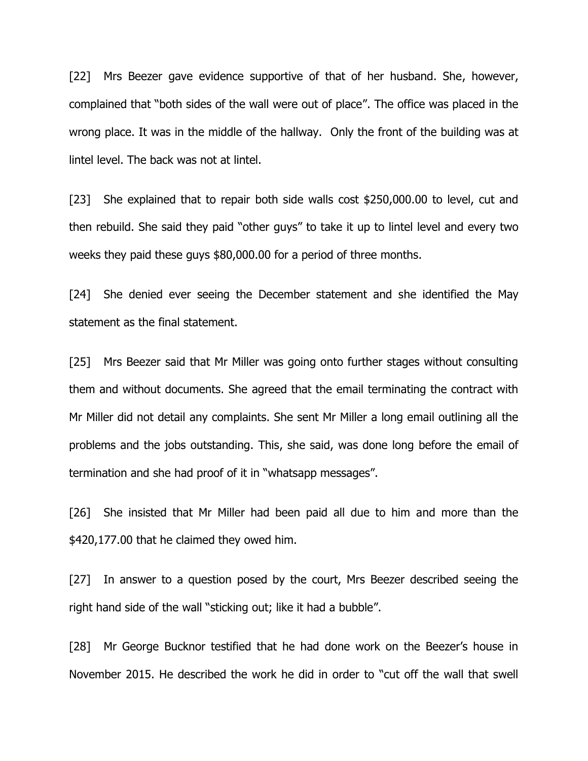[22] Mrs Beezer gave evidence supportive of that of her husband. She, however, complained that "both sides of the wall were out of place". The office was placed in the wrong place. It was in the middle of the hallway. Only the front of the building was at lintel level. The back was not at lintel.

[23] She explained that to repair both side walls cost $250,000.00 to level, cut and then rebuild. She said they paid "other guys" to take it up to lintel level and every two weeks they paid these guys $80,000.00 for a period of three months.

[24] She denied ever seeing the December statement and she identified the May statement as the final statement.

[25] Mrs Beezer said that Mr Miller was going onto further stages without consulting them and without documents. She agreed that the email terminating the contract with Mr Miller did not detail any complaints. She sent Mr Miller a long email outlining all the problems and the jobs outstanding. This, she said, was done long before the email of termination and she had proof of it in "whatsapp messages".

[26] She insisted that Mr Miller had been paid all due to him and more than the $420,177.00 that he claimed they owed him.

[27] In answer to a question posed by the court, Mrs Beezer described seeing the right hand side of the wall "sticking out; like it had a bubble".

[28] Mr George Bucknor testified that he had done work on the Beezer's house in November 2015. He described the work he did in order to "cut off the wall that swell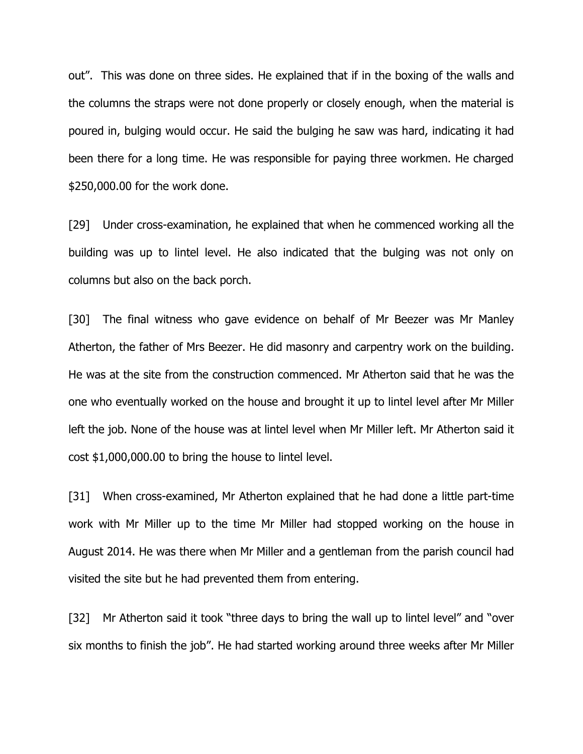out". This was done on three sides. He explained that if in the boxing of the walls and the columns the straps were not done properly or closely enough, when the material is poured in, bulging would occur. He said the bulging he saw was hard, indicating it had been there for a long time. He was responsible for paying three workmen. He charged $250,000.00 for the work done.

[29] Under cross-examination, he explained that when he commenced working all the building was up to lintel level. He also indicated that the bulging was not only on columns but also on the back porch.

[30] The final witness who gave evidence on behalf of Mr Beezer was Mr Manley Atherton, the father of Mrs Beezer. He did masonry and carpentry work on the building. He was at the site from the construction commenced. Mr Atherton said that he was the one who eventually worked on the house and brought it up to lintel level after Mr Miller left the job. None of the house was at lintel level when Mr Miller left. Mr Atherton said it cost $1,000,000.00 to bring the house to lintel level.

[31] When cross-examined, Mr Atherton explained that he had done a little part-time work with Mr Miller up to the time Mr Miller had stopped working on the house in August 2014. He was there when Mr Miller and a gentleman from the parish council had visited the site but he had prevented them from entering.

[32] Mr Atherton said it took "three days to bring the wall up to lintel level" and "over six months to finish the job". He had started working around three weeks after Mr Miller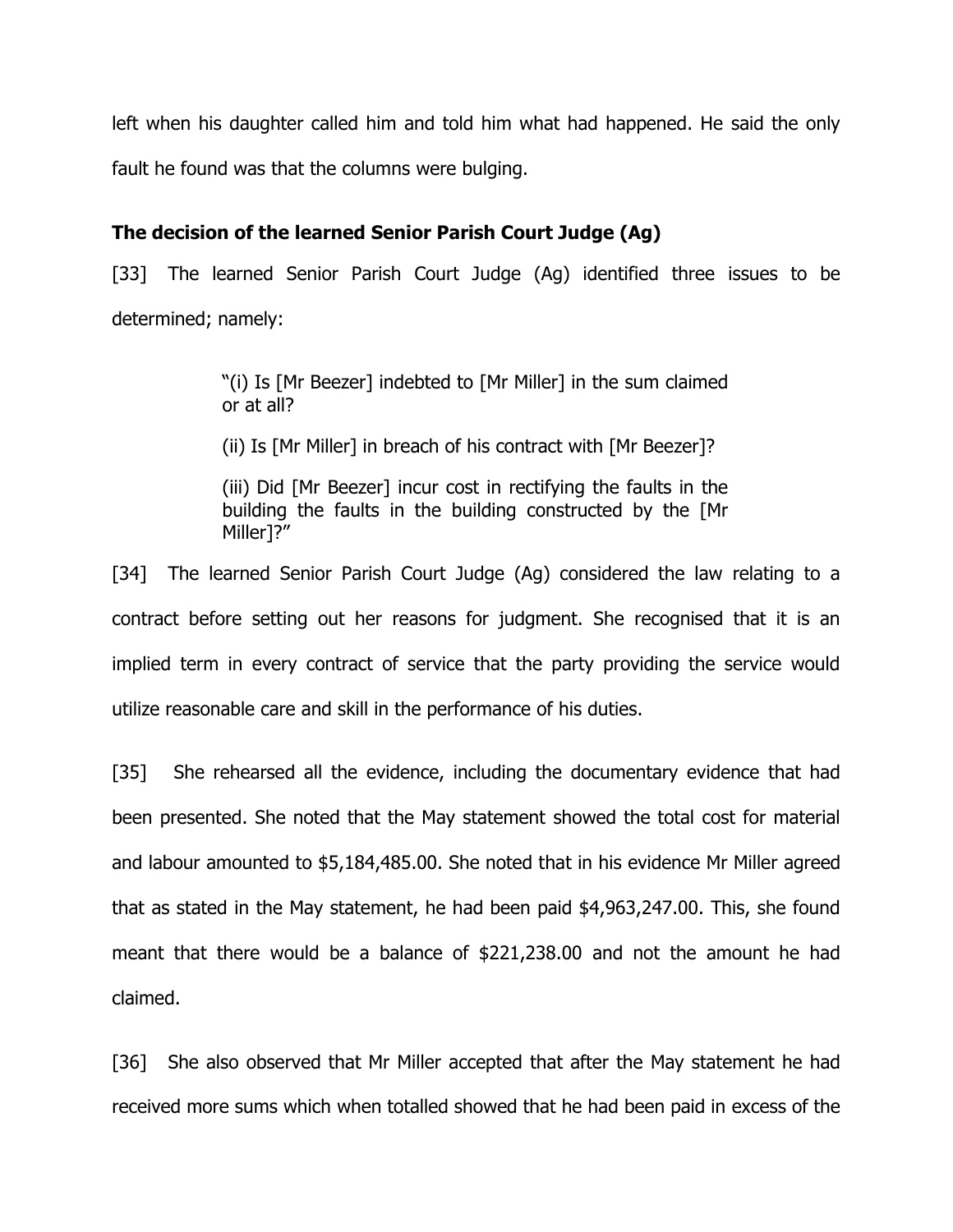left when his daughter called him and told him what had happened. He said the only fault he found was that the columns were bulging.

**The decision of the learned Senior Parish Court Judge (Ag)**

[33] The learned Senior Parish Court Judge (Ag) identified three issues to be determined; namely:

> "(i) Is [Mr Beezer] indebted to [Mr Miller] in the sum claimed or at all?
>
> (ii) Is [Mr Miller] in breach of his contract with [Mr Beezer]?
>
> (iii) Did [Mr Beezer] incur cost in rectifying the faults in the building the faults in the building constructed by the [Mr Miller]?"

[34] The learned Senior Parish Court Judge (Ag) considered the law relating to a contract before setting out her reasons for judgment. She recognised that it is an implied term in every contract of service that the party providing the service would utilize reasonable care and skill in the performance of his duties.

[35] She rehearsed all the evidence, including the documentary evidence that had been presented. She noted that the May statement showed the total cost for material and labour amounted to $5,184,485.00. She noted that in his evidence Mr Miller agreed that as stated in the May statement, he had been paid $4,963,247.00. This, she found meant that there would be a balance of $221,238.00 and not the amount he had claimed.

[36] She also observed that Mr Miller accepted that after the May statement he had received more sums which when totalled showed that he had been paid in excess of the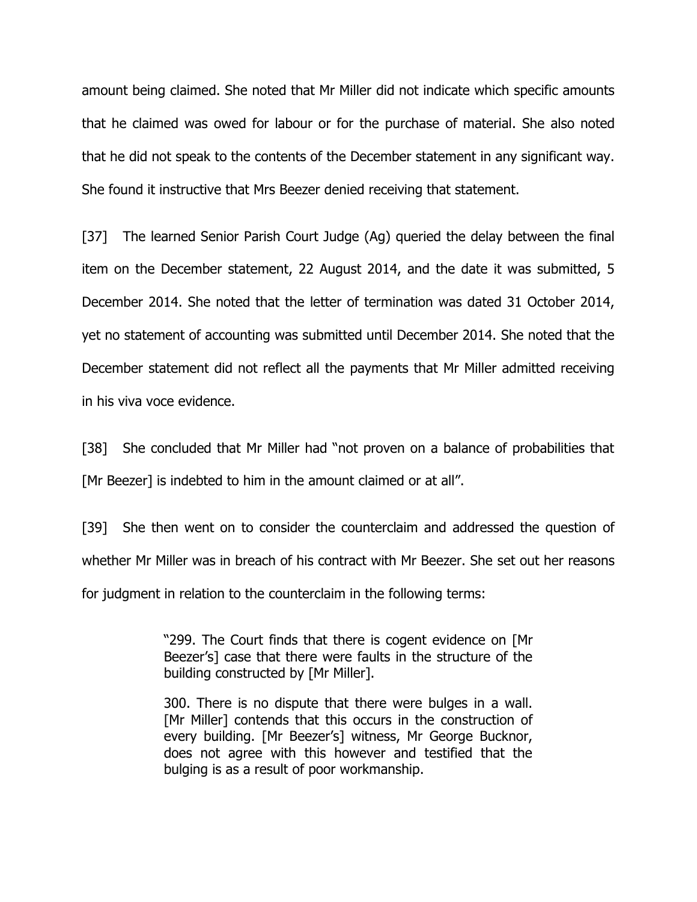amount being claimed. She noted that Mr Miller did not indicate which specific amounts that he claimed was owed for labour or for the purchase of material. She also noted that he did not speak to the contents of the December statement in any significant way. She found it instructive that Mrs Beezer denied receiving that statement.

[37] The learned Senior Parish Court Judge (Ag) queried the delay between the final item on the December statement, 22 August 2014, and the date it was submitted, 5 December 2014. She noted that the letter of termination was dated 31 October 2014, yet no statement of accounting was submitted until December 2014. She noted that the December statement did not reflect all the payments that Mr Miller admitted receiving in his viva voce evidence.

[38] She concluded that Mr Miller had "not proven on a balance of probabilities that [Mr Beezer] is indebted to him in the amount claimed or at all".

[39] She then went on to consider the counterclaim and addressed the question of whether Mr Miller was in breach of his contract with Mr Beezer. She set out her reasons for judgment in relation to the counterclaim in the following terms:

> "299. The Court finds that there is cogent evidence on [Mr Beezer's] case that there were faults in the structure of the building constructed by [Mr Miller].
>
> 300. There is no dispute that there were bulges in a wall. [Mr Miller] contends that this occurs in the construction of every building. [Mr Beezer's] witness, Mr George Bucknor, does not agree with this however and testified that the bulging is as a result of poor workmanship.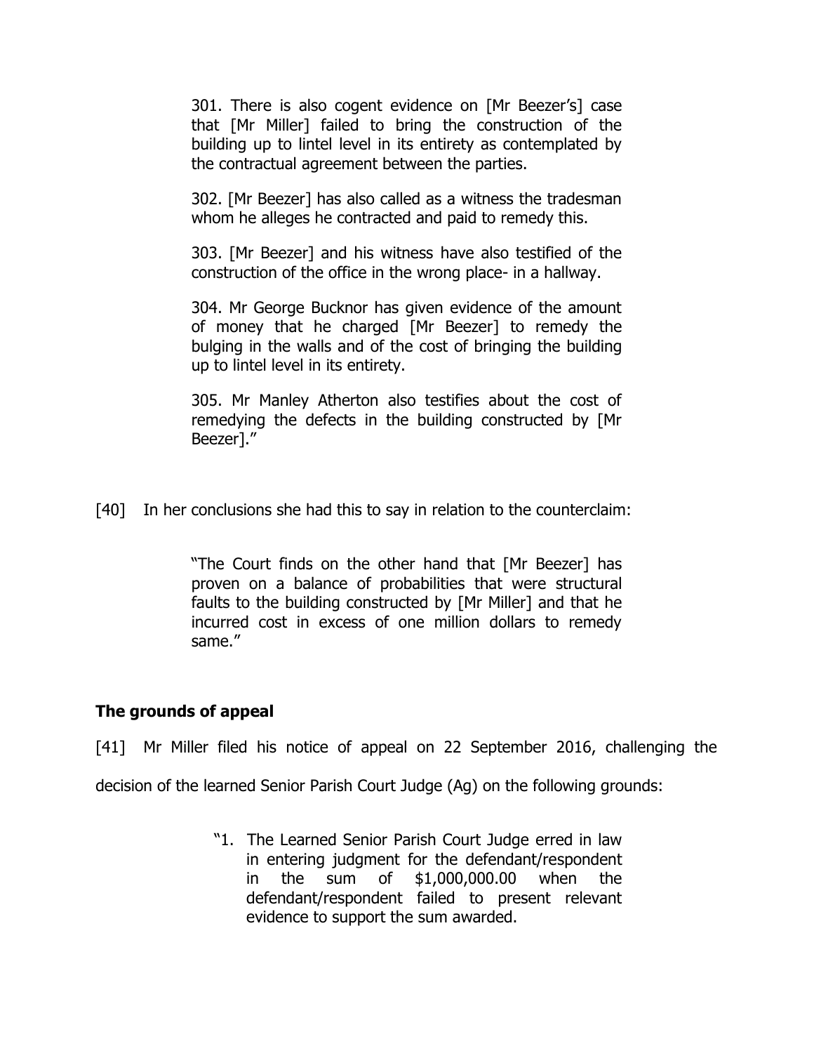> 301. There is also cogent evidence on [Mr Beezer's] case that [Mr Miller] failed to bring the construction of the building up to lintel level in its entirety as contemplated by the contractual agreement between the parties.
>
> 302. [Mr Beezer] has also called as a witness the tradesman whom he alleges he contracted and paid to remedy this.
>
> 303. [Mr Beezer] and his witness have also testified of the construction of the office in the wrong place- in a hallway.
>
> 304. Mr George Bucknor has given evidence of the amount of money that he charged [Mr Beezer] to remedy the bulging in the walls and of the cost of bringing the building up to lintel level in its entirety.
>
> 305. Mr Manley Atherton also testifies about the cost of remedying the defects in the building constructed by [Mr Beezer]."

[40] In her conclusions she had this to say in relation to the counterclaim:

> "The Court finds on the other hand that [Mr Beezer] has proven on a balance of probabilities that were structural faults to the building constructed by [Mr Miller] and that he incurred cost in excess of one million dollars to remedy same."

## The grounds of appeal

[41] Mr Miller filed his notice of appeal on 22 September 2016, challenging the decision of the learned Senior Parish Court Judge (Ag) on the following grounds:

> "1. The Learned Senior Parish Court Judge erred in law in entering judgment for the defendant/respondent in the sum of $1,000,000.00 when the defendant/respondent failed to present relevant evidence to support the sum awarded.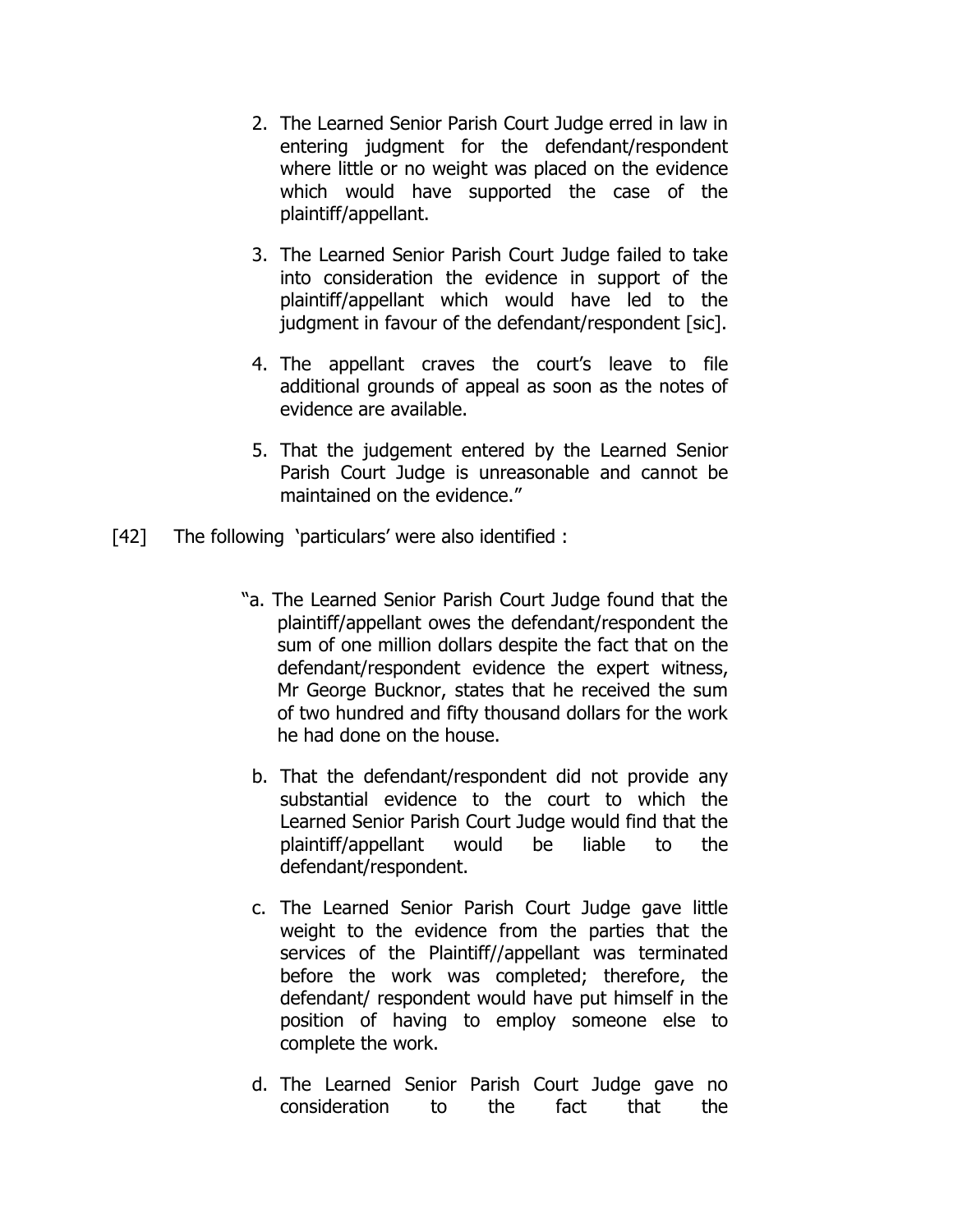2. The Learned Senior Parish Court Judge erred in law in entering judgment for the defendant/respondent where little or no weight was placed on the evidence which would have supported the case of the plaintiff/appellant.

3. The Learned Senior Parish Court Judge failed to take into consideration the evidence in support of the plaintiff/appellant which would have led to the judgment in favour of the defendant/respondent [sic].

4. The appellant craves the court's leave to file additional grounds of appeal as soon as the notes of evidence are available.

5. That the judgement entered by the Learned Senior Parish Court Judge is unreasonable and cannot be maintained on the evidence."

[42] The following 'particulars' were also identified :

"a. The Learned Senior Parish Court Judge found that the plaintiff/appellant owes the defendant/respondent the sum of one million dollars despite the fact that on the defendant/respondent evidence the expert witness, Mr George Bucknor, states that he received the sum of two hundred and fifty thousand dollars for the work he had done on the house.

b. That the defendant/respondent did not provide any substantial evidence to the court to which the Learned Senior Parish Court Judge would find that the plaintiff/appellant would be liable to the defendant/respondent.

c. The Learned Senior Parish Court Judge gave little weight to the evidence from the parties that the services of the Plaintiff//appellant was terminated before the work was completed; therefore, the defendant/ respondent would have put himself in the position of having to employ someone else to complete the work.

d. The Learned Senior Parish Court Judge gave no consideration to the fact that the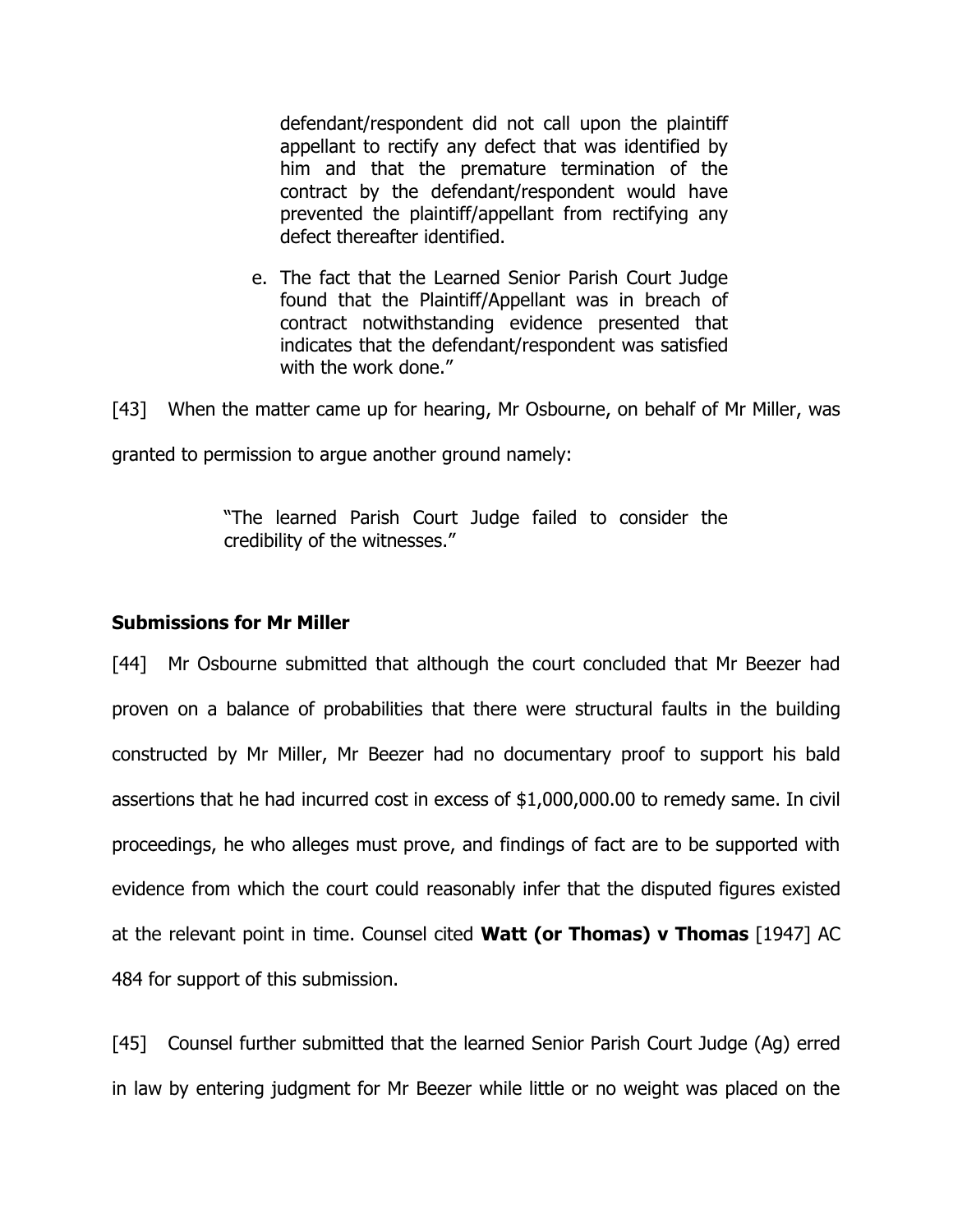> defendant/respondent did not call upon the plaintiff appellant to rectify any defect that was identified by him and that the premature termination of the contract by the defendant/respondent would have prevented the plaintiff/appellant from rectifying any defect thereafter identified.
>
> e. The fact that the Learned Senior Parish Court Judge found that the Plaintiff/Appellant was in breach of contract notwithstanding evidence presented that indicates that the defendant/respondent was satisfied with the work done."

[43] When the matter came up for hearing, Mr Osbourne, on behalf of Mr Miller, was granted to permission to argue another ground namely:

> "The learned Parish Court Judge failed to consider the credibility of the witnesses."

**Submissions for Mr Miller**

[44] Mr Osbourne submitted that although the court concluded that Mr Beezer had proven on a balance of probabilities that there were structural faults in the building constructed by Mr Miller, Mr Beezer had no documentary proof to support his bald assertions that he had incurred cost in excess of $1,000,000.00 to remedy same. In civil proceedings, he who alleges must prove, and findings of fact are to be supported with evidence from which the court could reasonably infer that the disputed figures existed at the relevant point in time. Counsel cited **Watt (or Thomas) v Thomas** [1947] AC 484 for support of this submission.

[45] Counsel further submitted that the learned Senior Parish Court Judge (Ag) erred in law by entering judgment for Mr Beezer while little or no weight was placed on the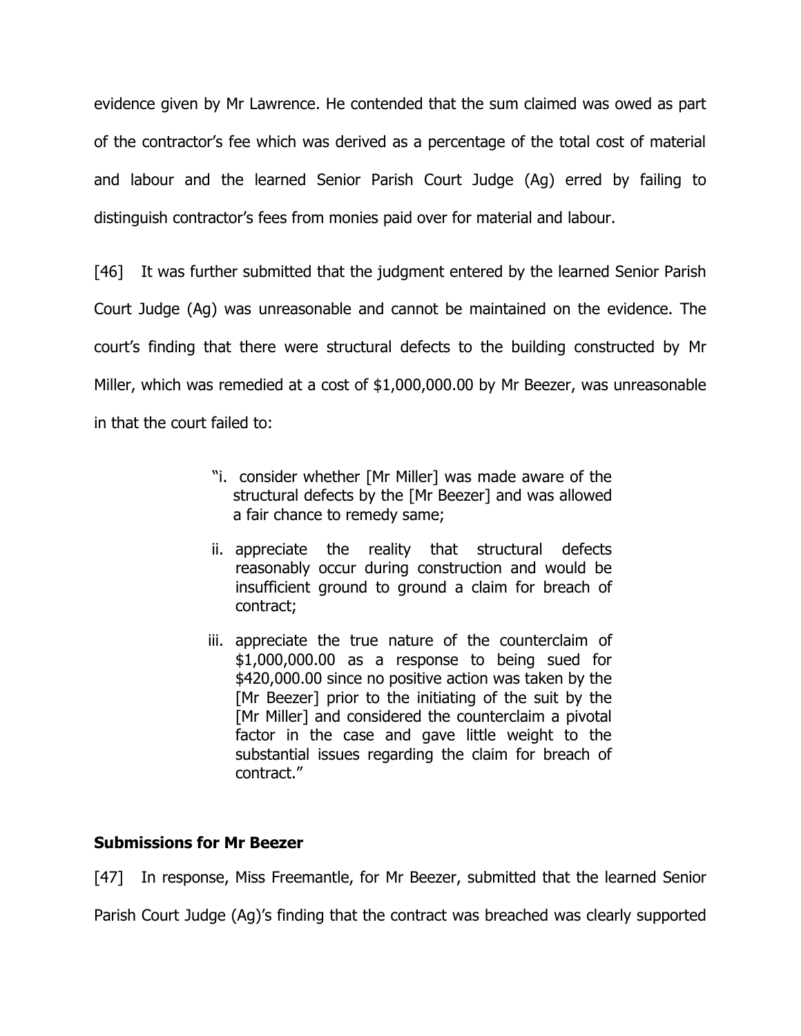evidence given by Mr Lawrence. He contended that the sum claimed was owed as part of the contractor's fee which was derived as a percentage of the total cost of material and labour and the learned Senior Parish Court Judge (Ag) erred by failing to distinguish contractor's fees from monies paid over for material and labour.

[46] It was further submitted that the judgment entered by the learned Senior Parish Court Judge (Ag) was unreasonable and cannot be maintained on the evidence. The court's finding that there were structural defects to the building constructed by Mr Miller, which was remedied at a cost of $1,000,000.00 by Mr Beezer, was unreasonable in that the court failed to:

> "i. consider whether [Mr Miller] was made aware of the structural defects by the [Mr Beezer] and was allowed a fair chance to remedy same;
>
> ii. appreciate the reality that structural defects reasonably occur during construction and would be insufficient ground to ground a claim for breach of contract;
>
> iii. appreciate the true nature of the counterclaim of $1,000,000.00 as a response to being sued for $420,000.00 since no positive action was taken by the [Mr Beezer] prior to the initiating of the suit by the [Mr Miller] and considered the counterclaim a pivotal factor in the case and gave little weight to the substantial issues regarding the claim for breach of contract."

## Submissions for Mr Beezer

[47] In response, Miss Freemantle, for Mr Beezer, submitted that the learned Senior Parish Court Judge (Ag)'s finding that the contract was breached was clearly supported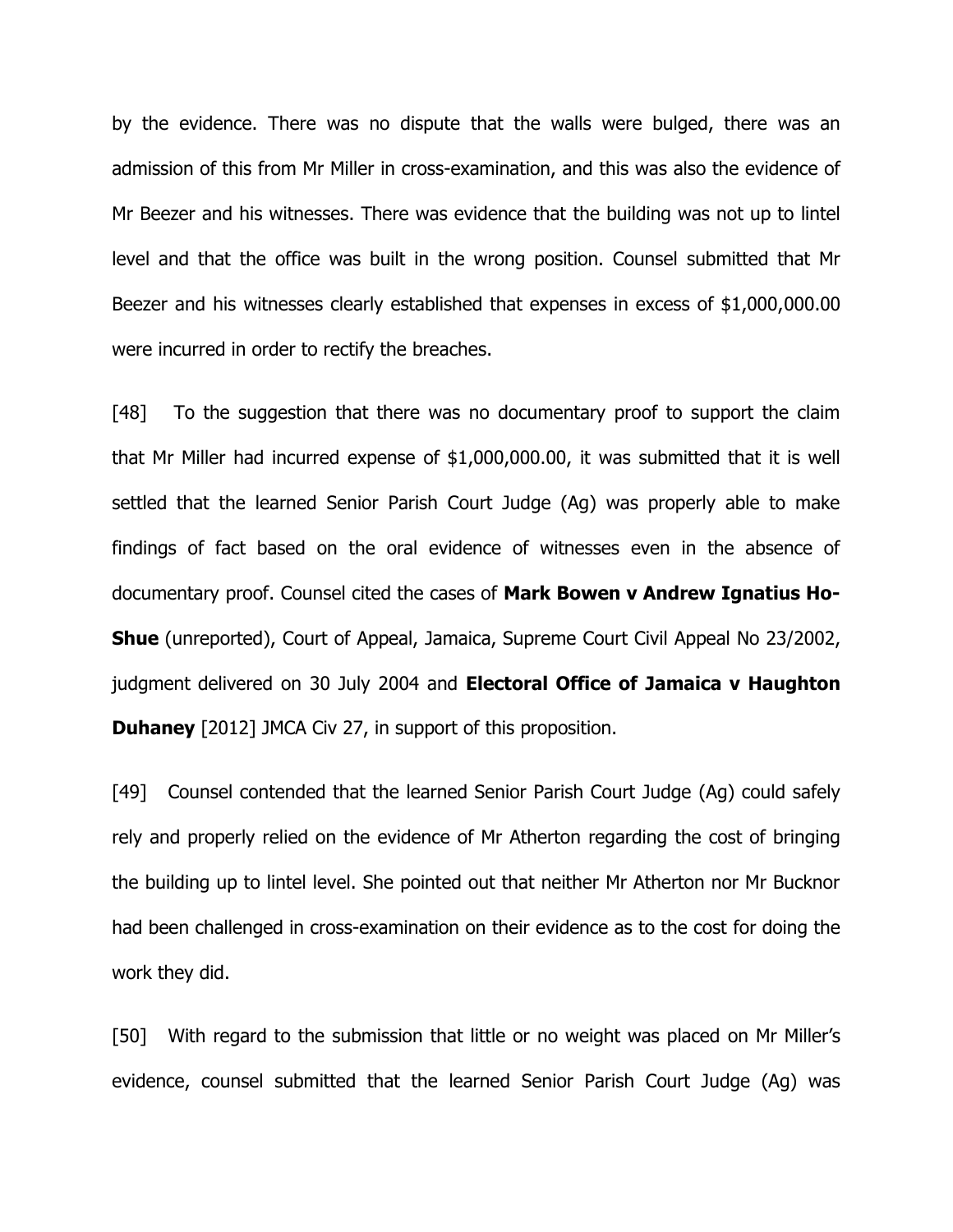by the evidence. There was no dispute that the walls were bulged, there was an admission of this from Mr Miller in cross-examination, and this was also the evidence of Mr Beezer and his witnesses. There was evidence that the building was not up to lintel level and that the office was built in the wrong position. Counsel submitted that Mr Beezer and his witnesses clearly established that expenses in excess of $1,000,000.00 were incurred in order to rectify the breaches.

[48] To the suggestion that there was no documentary proof to support the claim that Mr Miller had incurred expense of $1,000,000.00, it was submitted that it is well settled that the learned Senior Parish Court Judge (Ag) was properly able to make findings of fact based on the oral evidence of witnesses even in the absence of documentary proof. Counsel cited the cases of **Mark Bowen v Andrew Ignatius Ho-Shue** (unreported), Court of Appeal, Jamaica, Supreme Court Civil Appeal No 23/2002, judgment delivered on 30 July 2004 and **Electoral Office of Jamaica v Haughton Duhaney** [2012] JMCA Civ 27, in support of this proposition.

[49] Counsel contended that the learned Senior Parish Court Judge (Ag) could safely rely and properly relied on the evidence of Mr Atherton regarding the cost of bringing the building up to lintel level. She pointed out that neither Mr Atherton nor Mr Bucknor had been challenged in cross-examination on their evidence as to the cost for doing the work they did.

[50] With regard to the submission that little or no weight was placed on Mr Miller's evidence, counsel submitted that the learned Senior Parish Court Judge (Ag) was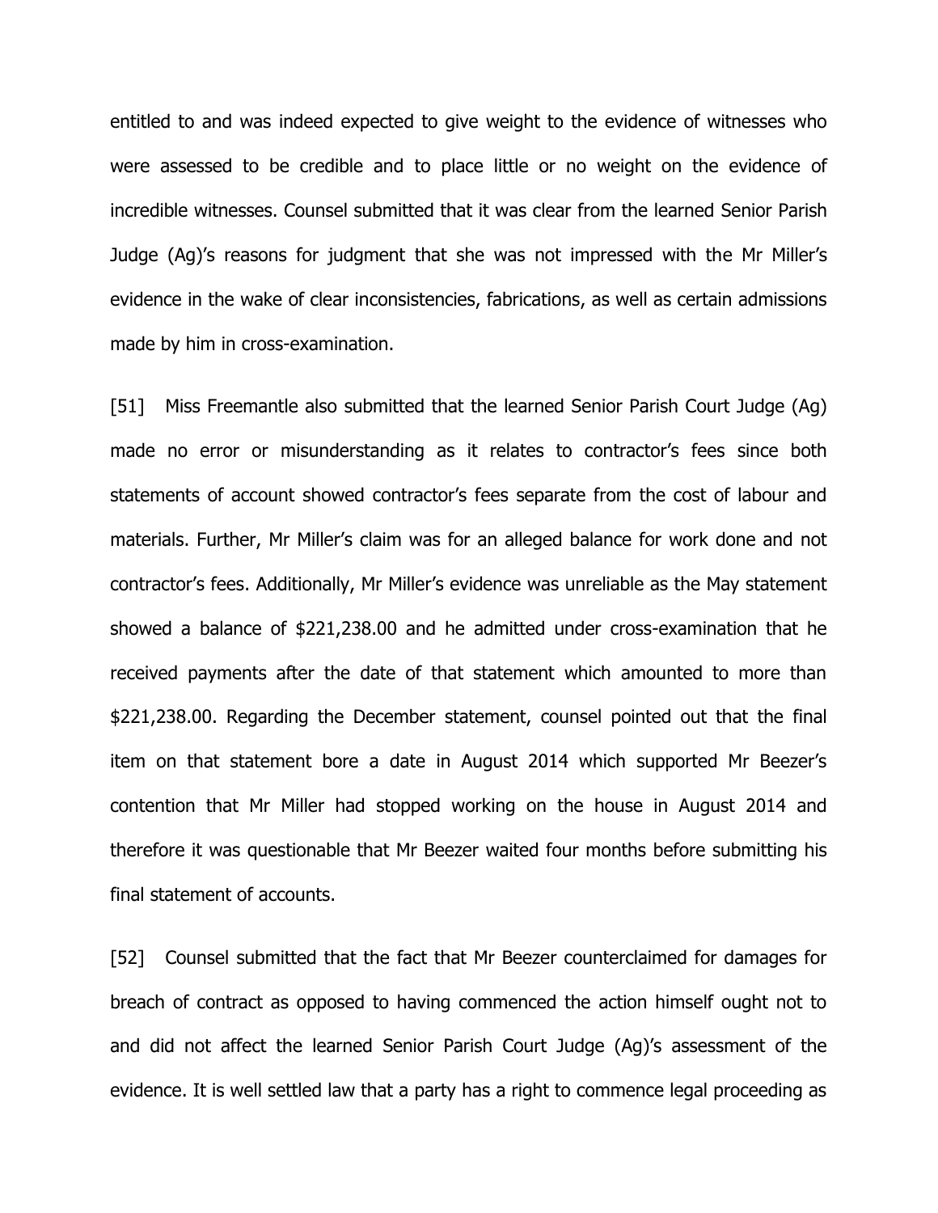entitled to and was indeed expected to give weight to the evidence of witnesses who were assessed to be credible and to place little or no weight on the evidence of incredible witnesses. Counsel submitted that it was clear from the learned Senior Parish Judge (Ag)'s reasons for judgment that she was not impressed with the Mr Miller's evidence in the wake of clear inconsistencies, fabrications, as well as certain admissions made by him in cross-examination.

[51] Miss Freemantle also submitted that the learned Senior Parish Court Judge (Ag) made no error or misunderstanding as it relates to contractor's fees since both statements of account showed contractor's fees separate from the cost of labour and materials. Further, Mr Miller's claim was for an alleged balance for work done and not contractor's fees. Additionally, Mr Miller's evidence was unreliable as the May statement showed a balance of $221,238.00 and he admitted under cross-examination that he received payments after the date of that statement which amounted to more than $221,238.00. Regarding the December statement, counsel pointed out that the final item on that statement bore a date in August 2014 which supported Mr Beezer's contention that Mr Miller had stopped working on the house in August 2014 and therefore it was questionable that Mr Beezer waited four months before submitting his final statement of accounts.

[52] Counsel submitted that the fact that Mr Beezer counterclaimed for damages for breach of contract as opposed to having commenced the action himself ought not to and did not affect the learned Senior Parish Court Judge (Ag)'s assessment of the evidence. It is well settled law that a party has a right to commence legal proceeding as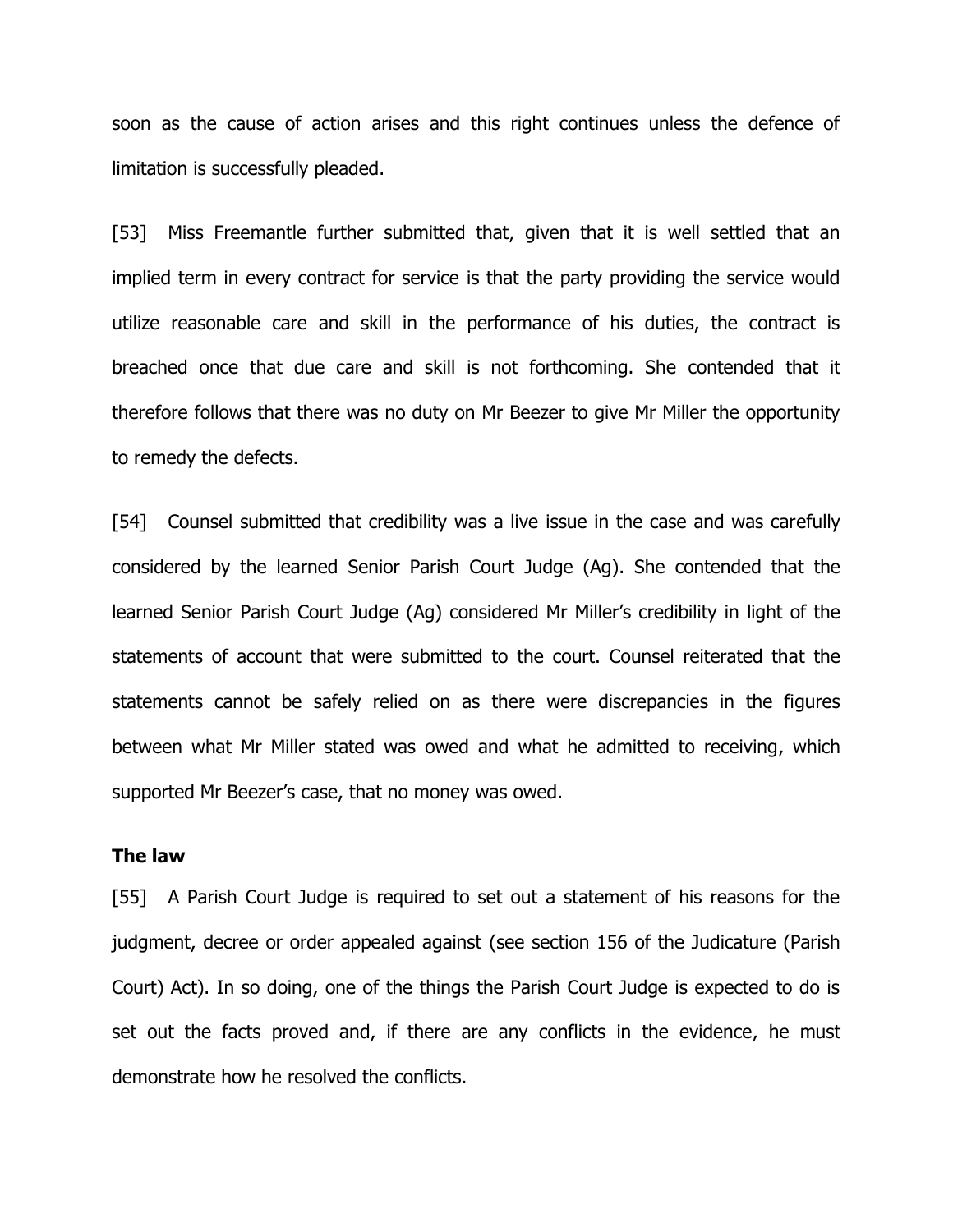soon as the cause of action arises and this right continues unless the defence of limitation is successfully pleaded.

[53] Miss Freemantle further submitted that, given that it is well settled that an implied term in every contract for service is that the party providing the service would utilize reasonable care and skill in the performance of his duties, the contract is breached once that due care and skill is not forthcoming. She contended that it therefore follows that there was no duty on Mr Beezer to give Mr Miller the opportunity to remedy the defects.

[54] Counsel submitted that credibility was a live issue in the case and was carefully considered by the learned Senior Parish Court Judge (Ag). She contended that the learned Senior Parish Court Judge (Ag) considered Mr Miller's credibility in light of the statements of account that were submitted to the court. Counsel reiterated that the statements cannot be safely relied on as there were discrepancies in the figures between what Mr Miller stated was owed and what he admitted to receiving, which supported Mr Beezer's case, that no money was owed.

**The law**

[55] A Parish Court Judge is required to set out a statement of his reasons for the judgment, decree or order appealed against (see section 156 of the Judicature (Parish Court) Act). In so doing, one of the things the Parish Court Judge is expected to do is set out the facts proved and, if there are any conflicts in the evidence, he must demonstrate how he resolved the conflicts.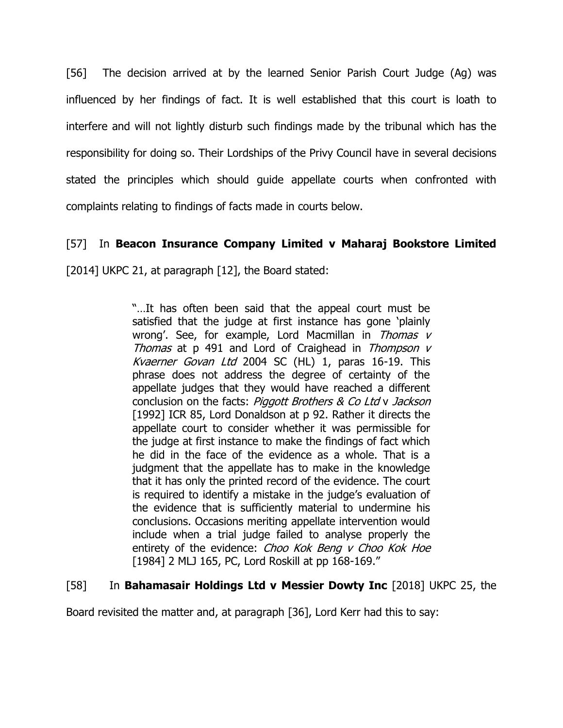[56] The decision arrived at by the learned Senior Parish Court Judge (Ag) was influenced by her findings of fact. It is well established that this court is loath to interfere and will not lightly disturb such findings made by the tribunal which has the responsibility for doing so. Their Lordships of the Privy Council have in several decisions stated the principles which should guide appellate courts when confronted with complaints relating to findings of facts made in courts below.

[57] In **Beacon Insurance Company Limited v Maharaj Bookstore Limited** [2014] UKPC 21, at paragraph [12], the Board stated:

> "…It has often been said that the appeal court must be satisfied that the judge at first instance has gone 'plainly wrong'. See, for example, Lord Macmillan in *Thomas v Thomas* at p 491 and Lord of Craighead in *Thompson v Kvaerner Govan Ltd* 2004 SC (HL) 1, paras 16-19. This phrase does not address the degree of certainty of the appellate judges that they would have reached a different conclusion on the facts: *Piggott Brothers & Co Ltd* v *Jackson* [1992] ICR 85, Lord Donaldson at p 92. Rather it directs the appellate court to consider whether it was permissible for the judge at first instance to make the findings of fact which he did in the face of the evidence as a whole. That is a judgment that the appellate has to make in the knowledge that it has only the printed record of the evidence. The court is required to identify a mistake in the judge's evaluation of the evidence that is sufficiently material to undermine his conclusions. Occasions meriting appellate intervention would include when a trial judge failed to analyse properly the entirety of the evidence: *Choo Kok Beng v Choo Kok Hoe* [1984] 2 MLJ 165, PC, Lord Roskill at pp 168-169."

[58] In **Bahamasair Holdings Ltd v Messier Dowty Inc** [2018] UKPC 25, the Board revisited the matter and, at paragraph [36], Lord Kerr had this to say: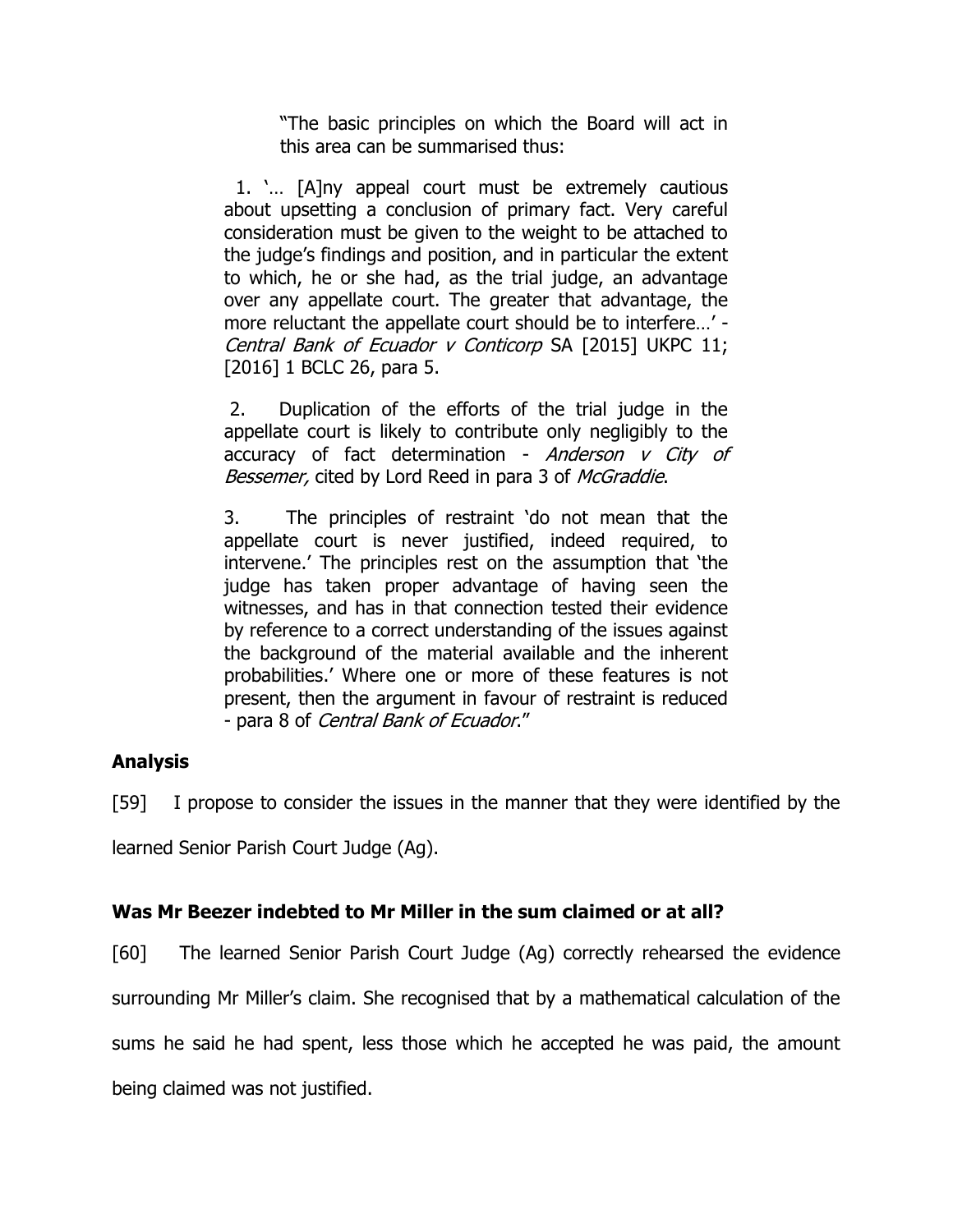> "The basic principles on which the Board will act in this area can be summarised thus:
>
> 1. '… [A]ny appeal court must be extremely cautious about upsetting a conclusion of primary fact. Very careful consideration must be given to the weight to be attached to the judge's findings and position, and in particular the extent to which, he or she had, as the trial judge, an advantage over any appellate court. The greater that advantage, the more reluctant the appellate court should be to interfere…' - *Central Bank of Ecuador v Conticorp* SA [2015] UKPC 11; [2016] 1 BCLC 26, para 5.
>
> 2. Duplication of the efforts of the trial judge in the appellate court is likely to contribute only negligibly to the accuracy of fact determination - *Anderson v City of Bessemer,* cited by Lord Reed in para 3 of *McGraddie*.
>
> 3. The principles of restraint 'do not mean that the appellate court is never justified, indeed required, to intervene.' The principles rest on the assumption that 'the judge has taken proper advantage of having seen the witnesses, and has in that connection tested their evidence by reference to a correct understanding of the issues against the background of the material available and the inherent probabilities.' Where one or more of these features is not present, then the argument in favour of restraint is reduced - para 8 of *Central Bank of Ecuador*."

## Analysis

[59] I propose to consider the issues in the manner that they were identified by the learned Senior Parish Court Judge (Ag).

### Was Mr Beezer indebted to Mr Miller in the sum claimed or at all?

[60] The learned Senior Parish Court Judge (Ag) correctly rehearsed the evidence surrounding Mr Miller's claim. She recognised that by a mathematical calculation of the sums he said he had spent, less those which he accepted he was paid, the amount being claimed was not justified.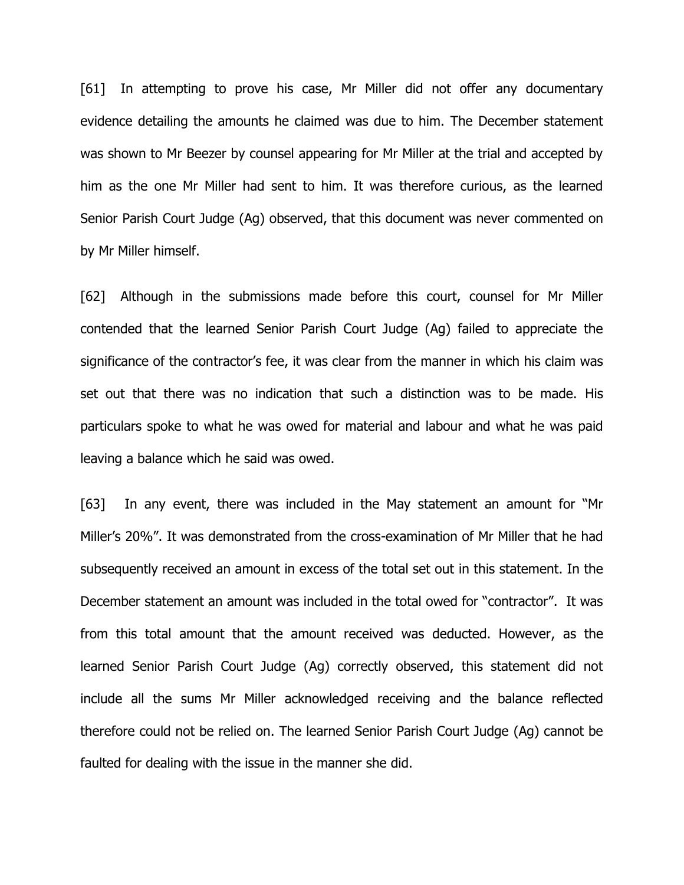[61] In attempting to prove his case, Mr Miller did not offer any documentary evidence detailing the amounts he claimed was due to him. The December statement was shown to Mr Beezer by counsel appearing for Mr Miller at the trial and accepted by him as the one Mr Miller had sent to him. It was therefore curious, as the learned Senior Parish Court Judge (Ag) observed, that this document was never commented on by Mr Miller himself.

[62] Although in the submissions made before this court, counsel for Mr Miller contended that the learned Senior Parish Court Judge (Ag) failed to appreciate the significance of the contractor's fee, it was clear from the manner in which his claim was set out that there was no indication that such a distinction was to be made. His particulars spoke to what he was owed for material and labour and what he was paid leaving a balance which he said was owed.

[63] In any event, there was included in the May statement an amount for "Mr Miller's 20%". It was demonstrated from the cross-examination of Mr Miller that he had subsequently received an amount in excess of the total set out in this statement. In the December statement an amount was included in the total owed for "contractor". It was from this total amount that the amount received was deducted. However, as the learned Senior Parish Court Judge (Ag) correctly observed, this statement did not include all the sums Mr Miller acknowledged receiving and the balance reflected therefore could not be relied on. The learned Senior Parish Court Judge (Ag) cannot be faulted for dealing with the issue in the manner she did.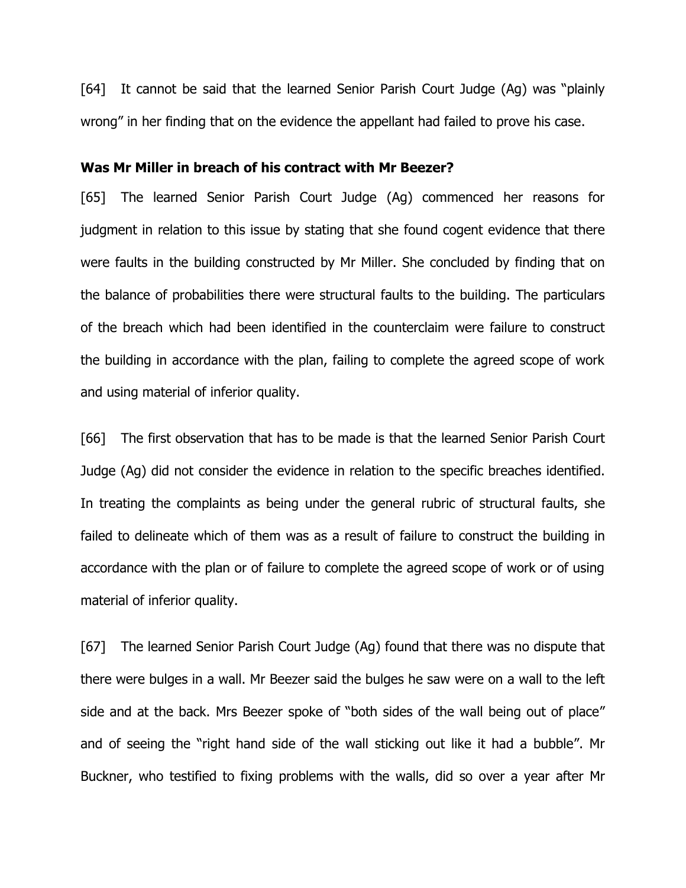[64] It cannot be said that the learned Senior Parish Court Judge (Ag) was "plainly wrong" in her finding that on the evidence the appellant had failed to prove his case.

**Was Mr Miller in breach of his contract with Mr Beezer?**

[65] The learned Senior Parish Court Judge (Ag) commenced her reasons for judgment in relation to this issue by stating that she found cogent evidence that there were faults in the building constructed by Mr Miller. She concluded by finding that on the balance of probabilities there were structural faults to the building. The particulars of the breach which had been identified in the counterclaim were failure to construct the building in accordance with the plan, failing to complete the agreed scope of work and using material of inferior quality.

[66] The first observation that has to be made is that the learned Senior Parish Court Judge (Ag) did not consider the evidence in relation to the specific breaches identified. In treating the complaints as being under the general rubric of structural faults, she failed to delineate which of them was as a result of failure to construct the building in accordance with the plan or of failure to complete the agreed scope of work or of using material of inferior quality.

[67] The learned Senior Parish Court Judge (Ag) found that there was no dispute that there were bulges in a wall. Mr Beezer said the bulges he saw were on a wall to the left side and at the back. Mrs Beezer spoke of "both sides of the wall being out of place" and of seeing the "right hand side of the wall sticking out like it had a bubble". Mr Buckner, who testified to fixing problems with the walls, did so over a year after Mr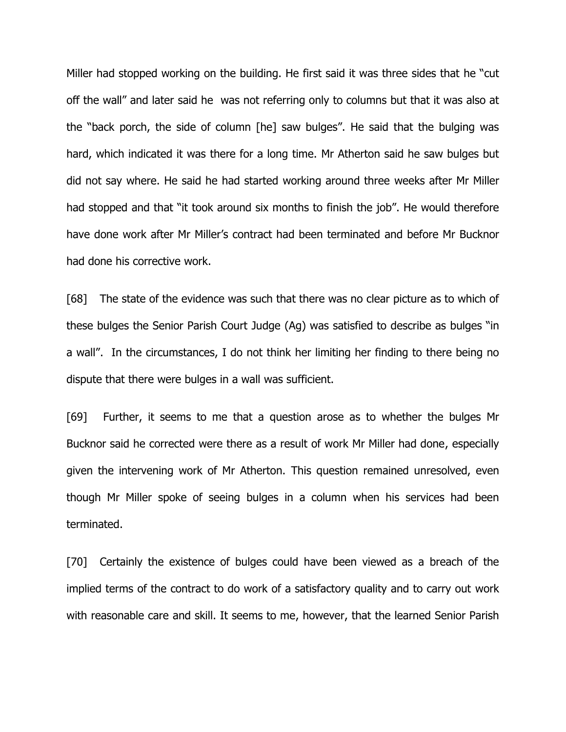Miller had stopped working on the building. He first said it was three sides that he "cut off the wall" and later said he was not referring only to columns but that it was also at the "back porch, the side of column [he] saw bulges". He said that the bulging was hard, which indicated it was there for a long time. Mr Atherton said he saw bulges but did not say where. He said he had started working around three weeks after Mr Miller had stopped and that "it took around six months to finish the job". He would therefore have done work after Mr Miller's contract had been terminated and before Mr Bucknor had done his corrective work.

[68] The state of the evidence was such that there was no clear picture as to which of these bulges the Senior Parish Court Judge (Ag) was satisfied to describe as bulges "in a wall". In the circumstances, I do not think her limiting her finding to there being no dispute that there were bulges in a wall was sufficient.

[69] Further, it seems to me that a question arose as to whether the bulges Mr Bucknor said he corrected were there as a result of work Mr Miller had done, especially given the intervening work of Mr Atherton. This question remained unresolved, even though Mr Miller spoke of seeing bulges in a column when his services had been terminated.

[70] Certainly the existence of bulges could have been viewed as a breach of the implied terms of the contract to do work of a satisfactory quality and to carry out work with reasonable care and skill. It seems to me, however, that the learned Senior Parish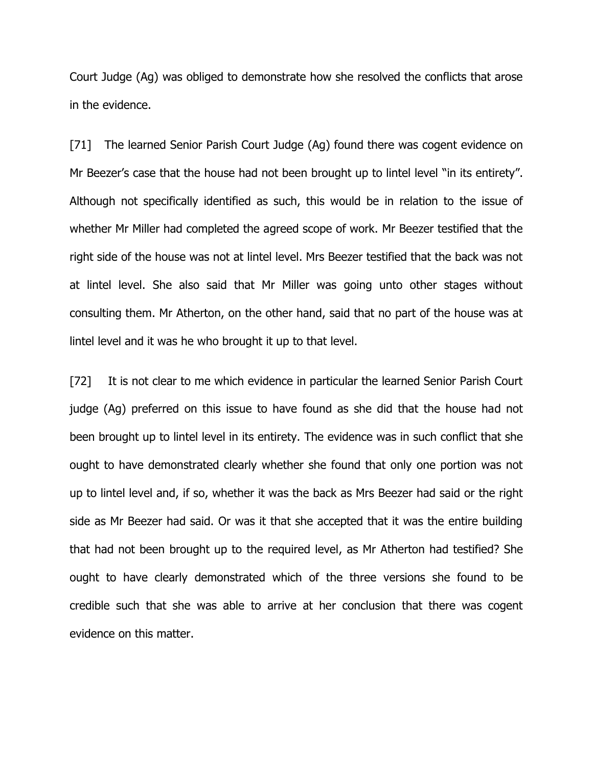Court Judge (Ag) was obliged to demonstrate how she resolved the conflicts that arose in the evidence.

[71] The learned Senior Parish Court Judge (Ag) found there was cogent evidence on Mr Beezer's case that the house had not been brought up to lintel level "in its entirety". Although not specifically identified as such, this would be in relation to the issue of whether Mr Miller had completed the agreed scope of work. Mr Beezer testified that the right side of the house was not at lintel level. Mrs Beezer testified that the back was not at lintel level. She also said that Mr Miller was going unto other stages without consulting them. Mr Atherton, on the other hand, said that no part of the house was at lintel level and it was he who brought it up to that level.

[72] It is not clear to me which evidence in particular the learned Senior Parish Court judge (Ag) preferred on this issue to have found as she did that the house had not been brought up to lintel level in its entirety. The evidence was in such conflict that she ought to have demonstrated clearly whether she found that only one portion was not up to lintel level and, if so, whether it was the back as Mrs Beezer had said or the right side as Mr Beezer had said. Or was it that she accepted that it was the entire building that had not been brought up to the required level, as Mr Atherton had testified? She ought to have clearly demonstrated which of the three versions she found to be credible such that she was able to arrive at her conclusion that there was cogent evidence on this matter.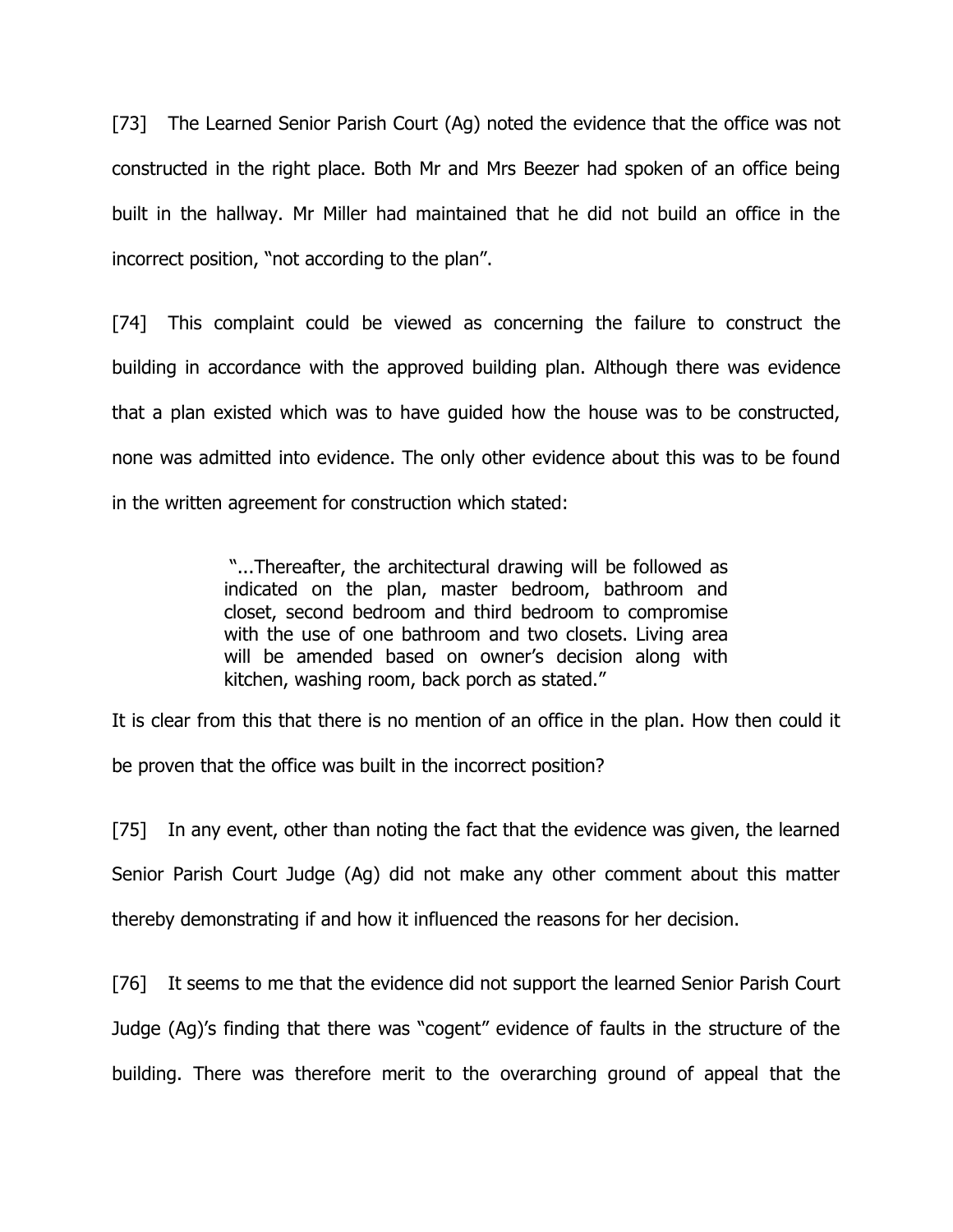[73] The Learned Senior Parish Court (Ag) noted the evidence that the office was not constructed in the right place. Both Mr and Mrs Beezer had spoken of an office being built in the hallway. Mr Miller had maintained that he did not build an office in the incorrect position, "not according to the plan".

[74] This complaint could be viewed as concerning the failure to construct the building in accordance with the approved building plan. Although there was evidence that a plan existed which was to have guided how the house was to be constructed, none was admitted into evidence. The only other evidence about this was to be found in the written agreement for construction which stated:

> "...Thereafter, the architectural drawing will be followed as indicated on the plan, master bedroom, bathroom and closet, second bedroom and third bedroom to compromise with the use of one bathroom and two closets. Living area will be amended based on owner's decision along with kitchen, washing room, back porch as stated."

It is clear from this that there is no mention of an office in the plan. How then could it be proven that the office was built in the incorrect position?

[75] In any event, other than noting the fact that the evidence was given, the learned Senior Parish Court Judge (Ag) did not make any other comment about this matter thereby demonstrating if and how it influenced the reasons for her decision.

[76] It seems to me that the evidence did not support the learned Senior Parish Court Judge (Ag)'s finding that there was "cogent" evidence of faults in the structure of the building. There was therefore merit to the overarching ground of appeal that the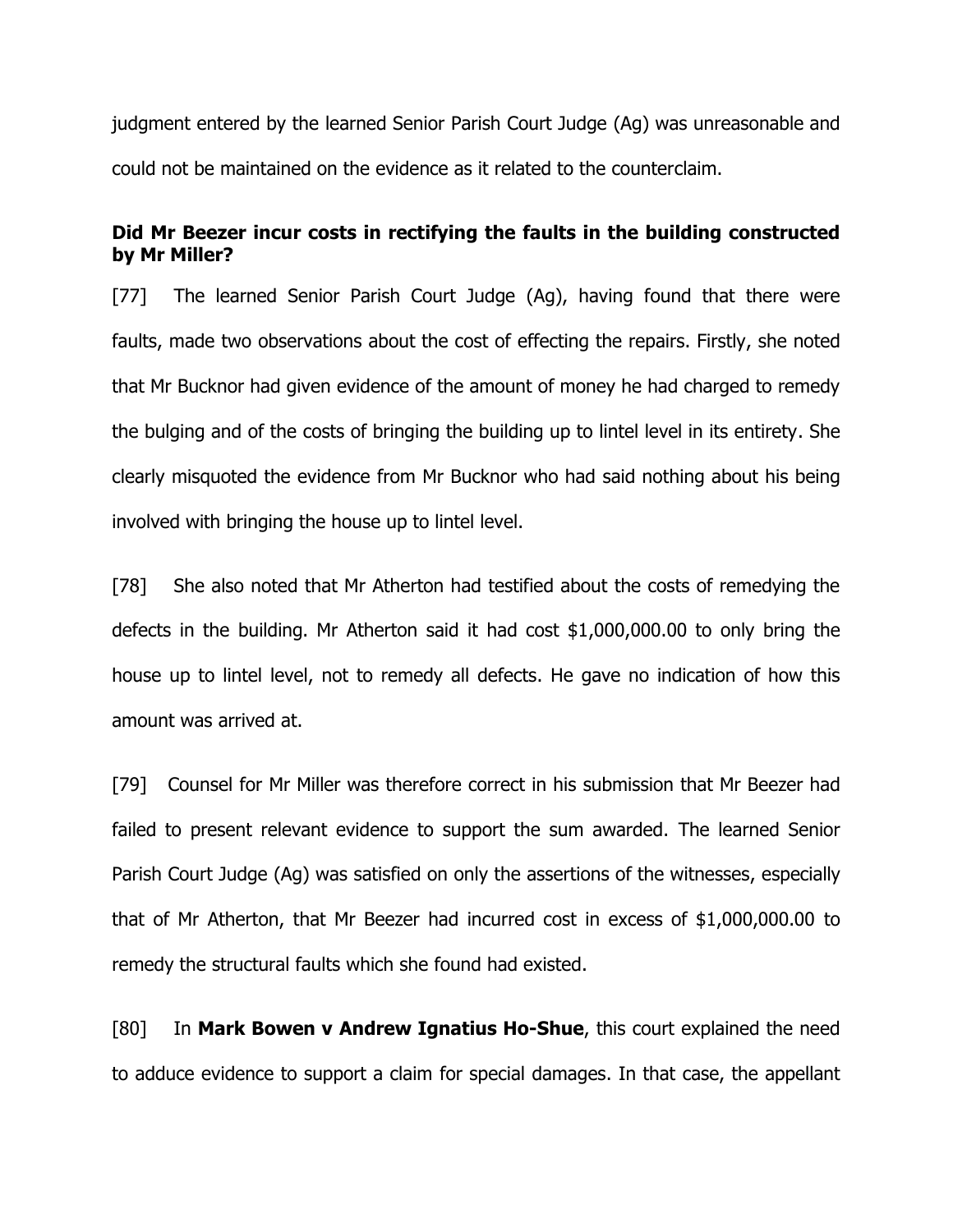judgment entered by the learned Senior Parish Court Judge (Ag) was unreasonable and could not be maintained on the evidence as it related to the counterclaim.

**Did Mr Beezer incur costs in rectifying the faults in the building constructed by Mr Miller?**

[77] The learned Senior Parish Court Judge (Ag), having found that there were faults, made two observations about the cost of effecting the repairs. Firstly, she noted that Mr Bucknor had given evidence of the amount of money he had charged to remedy the bulging and of the costs of bringing the building up to lintel level in its entirety. She clearly misquoted the evidence from Mr Bucknor who had said nothing about his being involved with bringing the house up to lintel level.

[78] She also noted that Mr Atherton had testified about the costs of remedying the defects in the building. Mr Atherton said it had cost $1,000,000.00 to only bring the house up to lintel level, not to remedy all defects. He gave no indication of how this amount was arrived at.

[79] Counsel for Mr Miller was therefore correct in his submission that Mr Beezer had failed to present relevant evidence to support the sum awarded. The learned Senior Parish Court Judge (Ag) was satisfied on only the assertions of the witnesses, especially that of Mr Atherton, that Mr Beezer had incurred cost in excess of $1,000,000.00 to remedy the structural faults which she found had existed.

[80] In **Mark Bowen v Andrew Ignatius Ho-Shue**, this court explained the need to adduce evidence to support a claim for special damages. In that case, the appellant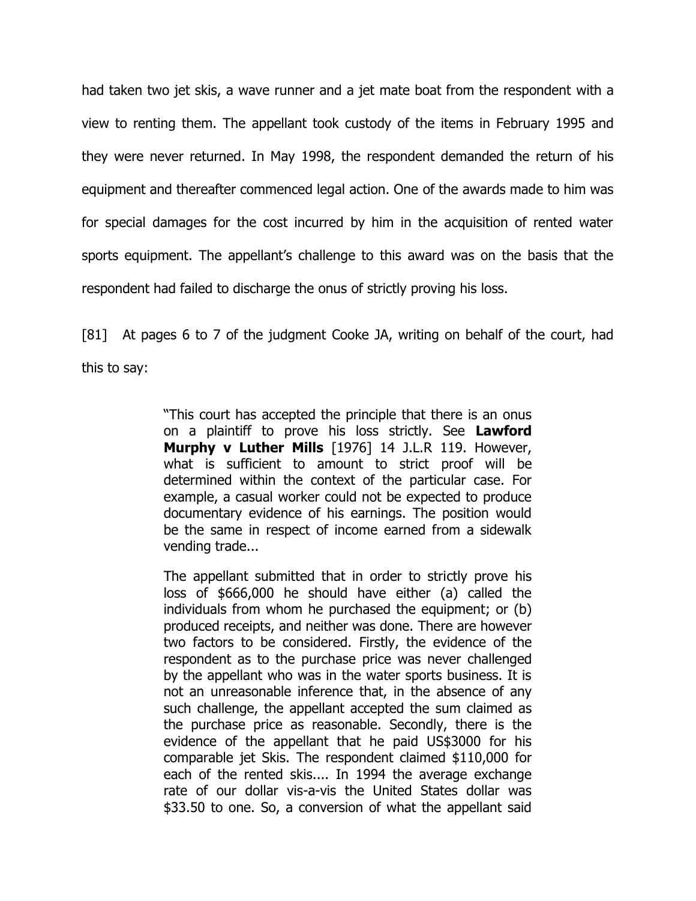had taken two jet skis, a wave runner and a jet mate boat from the respondent with a view to renting them. The appellant took custody of the items in February 1995 and they were never returned. In May 1998, the respondent demanded the return of his equipment and thereafter commenced legal action. One of the awards made to him was for special damages for the cost incurred by him in the acquisition of rented water sports equipment. The appellant's challenge to this award was on the basis that the respondent had failed to discharge the onus of strictly proving his loss.

[81] At pages 6 to 7 of the judgment Cooke JA, writing on behalf of the court, had this to say:

> "This court has accepted the principle that there is an onus on a plaintiff to prove his loss strictly. See **Lawford Murphy v Luther Mills** [1976] 14 J.L.R 119. However, what is sufficient to amount to strict proof will be determined within the context of the particular case. For example, a casual worker could not be expected to produce documentary evidence of his earnings. The position would be the same in respect of income earned from a sidewalk vending trade...
>
> The appellant submitted that in order to strictly prove his loss of $666,000 he should have either (a) called the individuals from whom he purchased the equipment; or (b) produced receipts, and neither was done. There are however two factors to be considered. Firstly, the evidence of the respondent as to the purchase price was never challenged by the appellant who was in the water sports business. It is not an unreasonable inference that, in the absence of any such challenge, the appellant accepted the sum claimed as the purchase price as reasonable. Secondly, there is the evidence of the appellant that he paid US$3000 for his comparable jet Skis. The respondent claimed $110,000 for each of the rented skis.... In 1994 the average exchange rate of our dollar vis-a-vis the United States dollar was $33.50 to one. So, a conversion of what the appellant said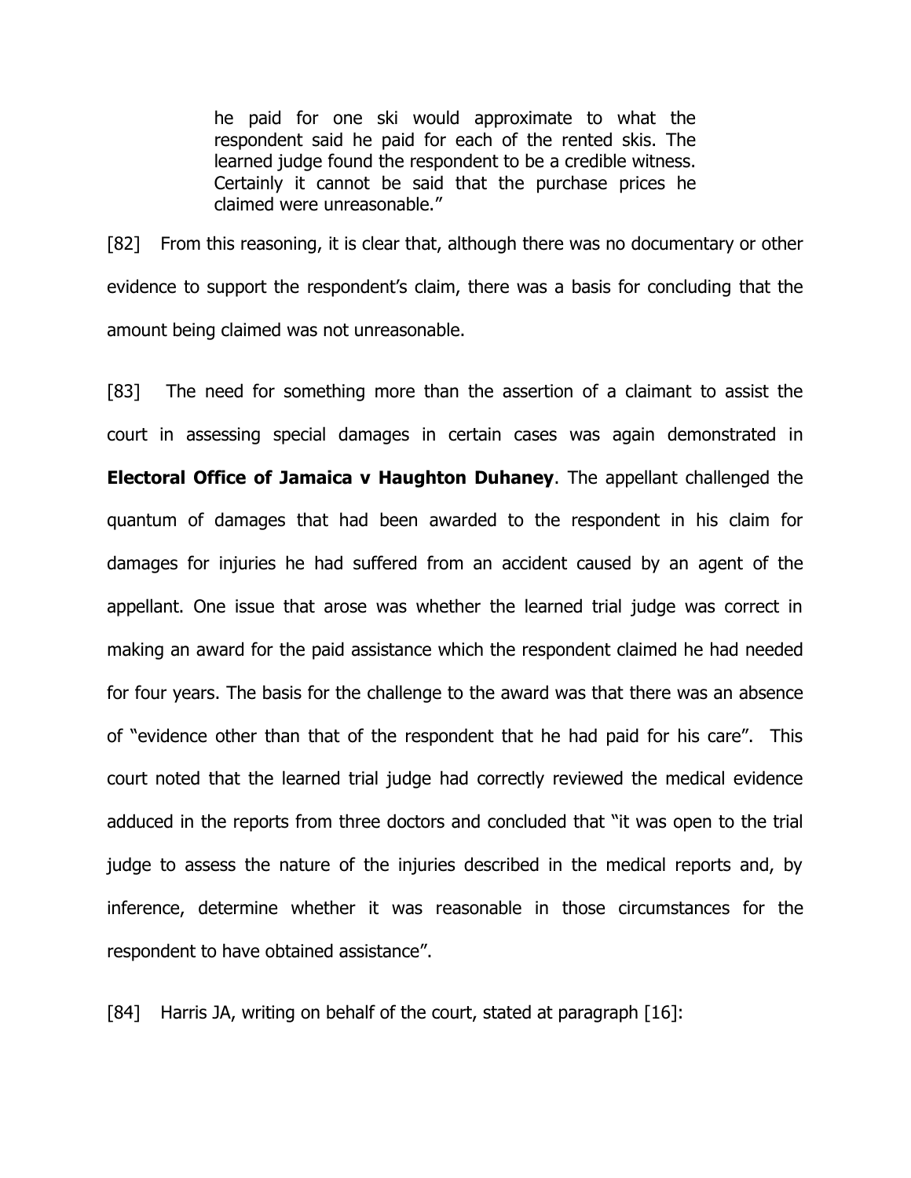> he paid for one ski would approximate to what the respondent said he paid for each of the rented skis. The learned judge found the respondent to be a credible witness. Certainly it cannot be said that the purchase prices he claimed were unreasonable."

[82] From this reasoning, it is clear that, although there was no documentary or other evidence to support the respondent's claim, there was a basis for concluding that the amount being claimed was not unreasonable.

[83] The need for something more than the assertion of a claimant to assist the court in assessing special damages in certain cases was again demonstrated in **Electoral Office of Jamaica v Haughton Duhaney**. The appellant challenged the quantum of damages that had been awarded to the respondent in his claim for damages for injuries he had suffered from an accident caused by an agent of the appellant. One issue that arose was whether the learned trial judge was correct in making an award for the paid assistance which the respondent claimed he had needed for four years. The basis for the challenge to the award was that there was an absence of "evidence other than that of the respondent that he had paid for his care". This court noted that the learned trial judge had correctly reviewed the medical evidence adduced in the reports from three doctors and concluded that "it was open to the trial judge to assess the nature of the injuries described in the medical reports and, by inference, determine whether it was reasonable in those circumstances for the respondent to have obtained assistance".

[84] Harris JA, writing on behalf of the court, stated at paragraph [16]: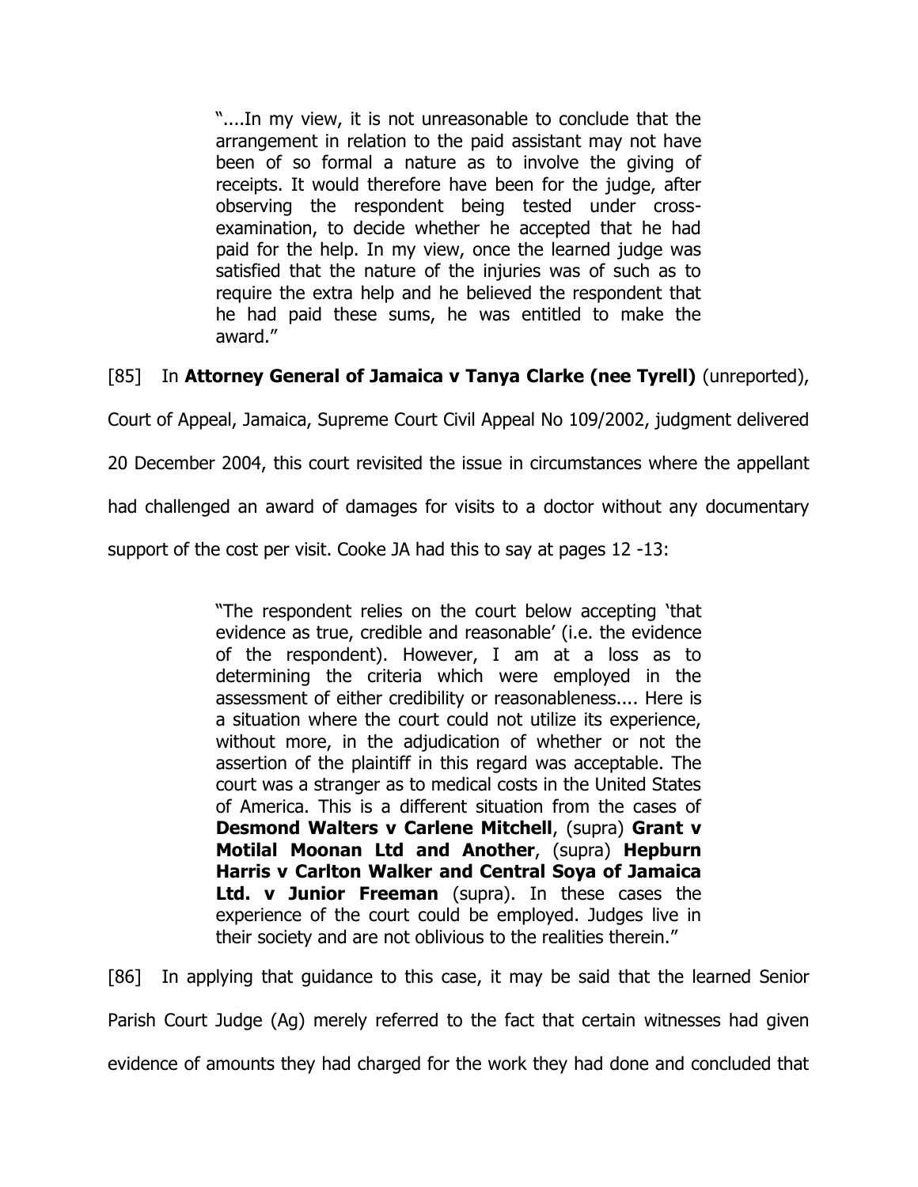> "....In my view, it is not unreasonable to conclude that the arrangement in relation to the paid assistant may not have been of so formal a nature as to involve the giving of receipts. It would therefore have been for the judge, after observing the respondent being tested under cross-examination, to decide whether he accepted that he had paid for the help. In my view, once the learned judge was satisfied that the nature of the injuries was of such as to require the extra help and he believed the respondent that he had paid these sums, he was entitled to make the award."

[85] In **Attorney General of Jamaica v Tanya Clarke (nee Tyrell)** (unreported), Court of Appeal, Jamaica, Supreme Court Civil Appeal No 109/2002, judgment delivered 20 December 2004, this court revisited the issue in circumstances where the appellant had challenged an award of damages for visits to a doctor without any documentary support of the cost per visit. Cooke JA had this to say at pages 12 -13:

> "The respondent relies on the court below accepting 'that evidence as true, credible and reasonable' (i.e. the evidence of the respondent). However, I am at a loss as to determining the criteria which were employed in the assessment of either credibility or reasonableness.... Here is a situation where the court could not utilize its experience, without more, in the adjudication of whether or not the assertion of the plaintiff in this regard was acceptable. The court was a stranger as to medical costs in the United States of America. This is a different situation from the cases of **Desmond Walters v Carlene Mitchell**, (supra) **Grant v Motilal Moonan Ltd and Another**, (supra) **Hepburn Harris v Carlton Walker and Central Soya of Jamaica Ltd. v Junior Freeman** (supra). In these cases the experience of the court could be employed. Judges live in their society and are not oblivious to the realities therein."

[86] In applying that guidance to this case, it may be said that the learned Senior Parish Court Judge (Ag) merely referred to the fact that certain witnesses had given evidence of amounts they had charged for the work they had done and concluded that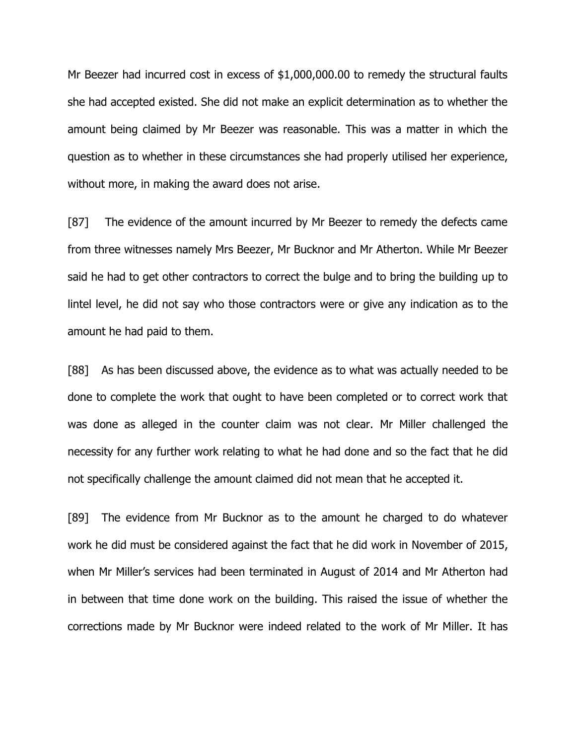Mr Beezer had incurred cost in excess of $1,000,000.00 to remedy the structural faults she had accepted existed. She did not make an explicit determination as to whether the amount being claimed by Mr Beezer was reasonable. This was a matter in which the question as to whether in these circumstances she had properly utilised her experience, without more, in making the award does not arise.

[87] The evidence of the amount incurred by Mr Beezer to remedy the defects came from three witnesses namely Mrs Beezer, Mr Bucknor and Mr Atherton. While Mr Beezer said he had to get other contractors to correct the bulge and to bring the building up to lintel level, he did not say who those contractors were or give any indication as to the amount he had paid to them.

[88] As has been discussed above, the evidence as to what was actually needed to be done to complete the work that ought to have been completed or to correct work that was done as alleged in the counter claim was not clear. Mr Miller challenged the necessity for any further work relating to what he had done and so the fact that he did not specifically challenge the amount claimed did not mean that he accepted it.

[89] The evidence from Mr Bucknor as to the amount he charged to do whatever work he did must be considered against the fact that he did work in November of 2015, when Mr Miller's services had been terminated in August of 2014 and Mr Atherton had in between that time done work on the building. This raised the issue of whether the corrections made by Mr Bucknor were indeed related to the work of Mr Miller. It has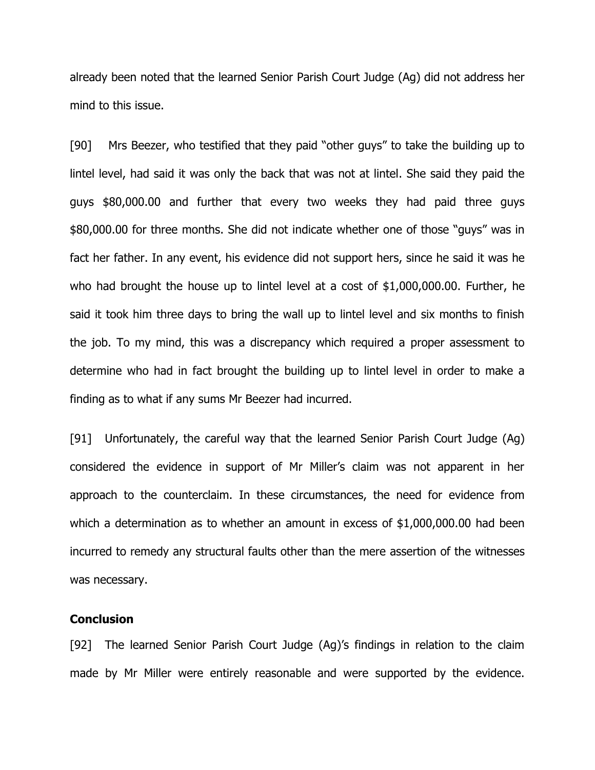already been noted that the learned Senior Parish Court Judge (Ag) did not address her mind to this issue.

[90] Mrs Beezer, who testified that they paid "other guys" to take the building up to lintel level, had said it was only the back that was not at lintel. She said they paid the guys $80,000.00 and further that every two weeks they had paid three guys $80,000.00 for three months. She did not indicate whether one of those "guys" was in fact her father. In any event, his evidence did not support hers, since he said it was he who had brought the house up to lintel level at a cost of $1,000,000.00. Further, he said it took him three days to bring the wall up to lintel level and six months to finish the job. To my mind, this was a discrepancy which required a proper assessment to determine who had in fact brought the building up to lintel level in order to make a finding as to what if any sums Mr Beezer had incurred.

[91] Unfortunately, the careful way that the learned Senior Parish Court Judge (Ag) considered the evidence in support of Mr Miller's claim was not apparent in her approach to the counterclaim. In these circumstances, the need for evidence from which a determination as to whether an amount in excess of $1,000,000.00 had been incurred to remedy any structural faults other than the mere assertion of the witnesses was necessary.

**Conclusion**

[92] The learned Senior Parish Court Judge (Ag)'s findings in relation to the claim made by Mr Miller were entirely reasonable and were supported by the evidence.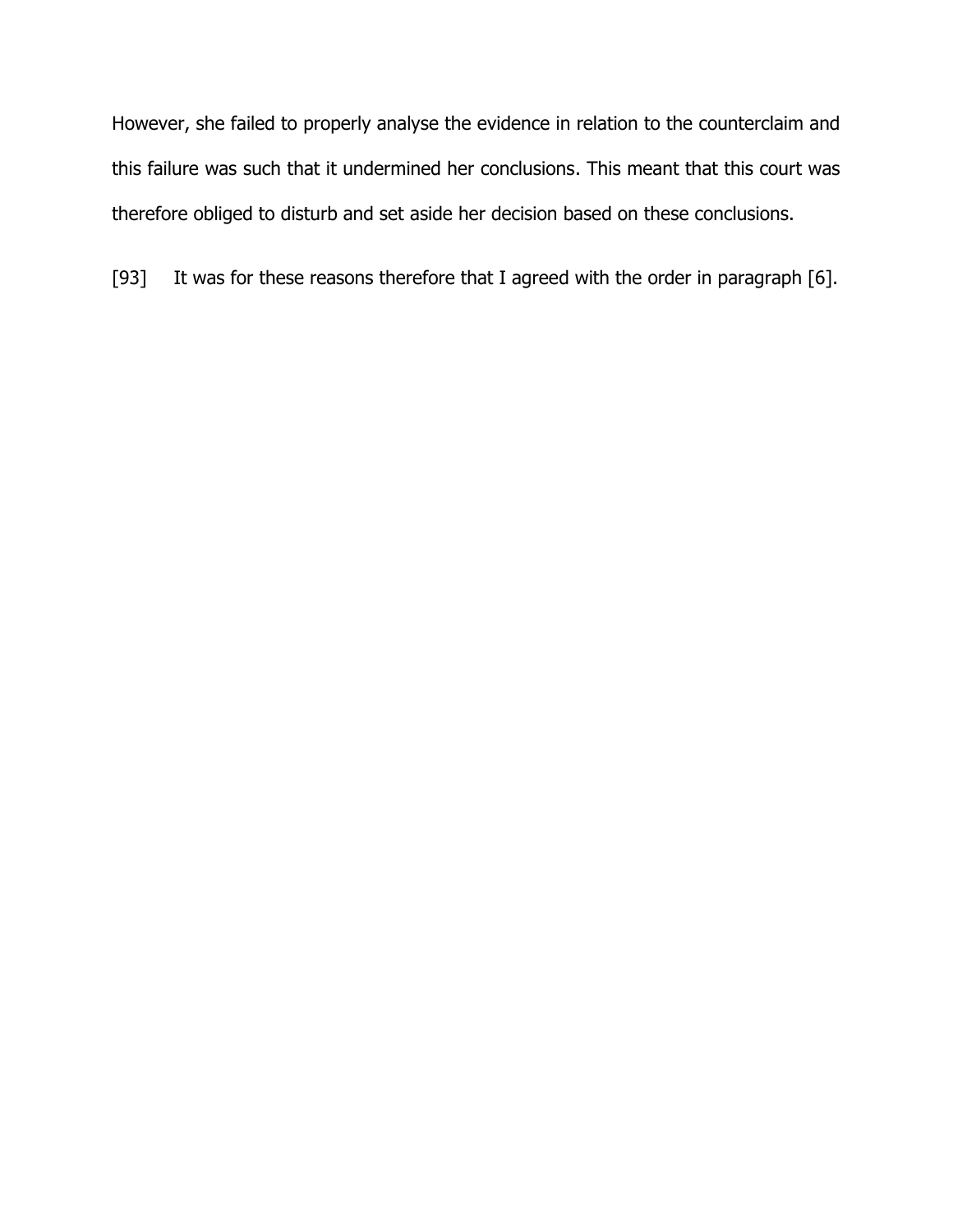However, she failed to properly analyse the evidence in relation to the counterclaim and this failure was such that it undermined her conclusions. This meant that this court was therefore obliged to disturb and set aside her decision based on these conclusions.

[93] It was for these reasons therefore that I agreed with the order in paragraph [6].